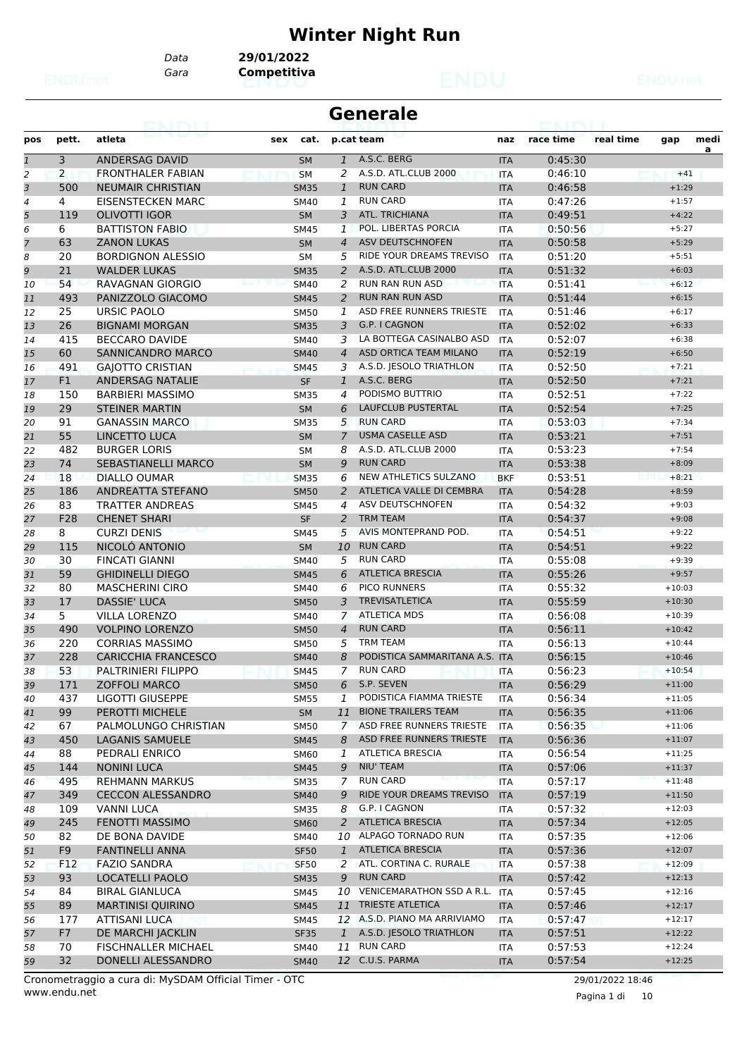# Winter Night Run

Data **29/01/2022**
Gara **Competitiva**

## Generale

| pos | pett. | atleta | sex | cat. | p.cat | team | naz | race time | real time | gap | media |
|---|---|---|---|---|---|---|---|---|---|---|---|
| 1 | 3 | ANDERSAG DAVID | | SM | 1 | A.S.C. BERG | ITA | 0:45:30 | | | |
| 2 | 2 | FRONTHALER FABIAN | | SM | 2 | A.S.D. ATL.CLUB 2000 | ITA | 0:46:10 | | +41 | |
| 3 | 500 | NEUMAIR CHRISTIAN | | SM35 | 1 | RUN CARD | ITA | 0:46:58 | | +1:29 | |
| 4 | 4 | EISENSTECKEN MARC | | SM40 | 1 | RUN CARD | ITA | 0:47:26 | | +1:57 | |
| 5 | 119 | OLIVOTTI IGOR | | SM | 3 | ATL. TRICHIANA | ITA | 0:49:51 | | +4:22 | |
| 6 | 6 | BATTISTON FABIO | | SM45 | 1 | POL. LIBERTAS PORCIA | ITA | 0:50:56 | | +5:27 | |
| 7 | 63 | ZANON LUKAS | | SM | 4 | ASV DEUTSCHNOFEN | ITA | 0:50:58 | | +5:29 | |
| 8 | 20 | BORDIGNON ALESSIO | | SM | 5 | RIDE YOUR DREAMS TREVISO | ITA | 0:51:20 | | +5:51 | |
| 9 | 21 | WALDER LUKAS | | SM35 | 2 | A.S.D. ATL.CLUB 2000 | ITA | 0:51:32 | | +6:03 | |
| 10 | 54 | RAVAGNAN GIORGIO | | SM40 | 2 | RUN RAN RUN ASD | ITA | 0:51:41 | | +6:12 | |
| 11 | 493 | PANIZZOLO GIACOMO | | SM45 | 2 | RUN RAN RUN ASD | ITA | 0:51:44 | | +6:15 | |
| 12 | 25 | URSIC PAOLO | | SM50 | 1 | ASD FREE RUNNERS TRIESTE | ITA | 0:51:46 | | +6:17 | |
| 13 | 26 | BIGNAMI MORGAN | | SM35 | 3 | G.P. I CAGNON | ITA | 0:52:02 | | +6:33 | |
| 14 | 415 | BECCARO DAVIDE | | SM40 | 3 | LA BOTTEGA CASINALBO ASD | ITA | 0:52:07 | | +6:38 | |
| 15 | 60 | SANNICANDRO MARCO | | SM40 | 4 | ASD ORTICA TEAM MILANO | ITA | 0:52:19 | | +6:50 | |
| 16 | 491 | GAJOTTO CRISTIAN | | SM45 | 3 | A.S.D. JESOLO TRIATHLON | ITA | 0:52:50 | | +7:21 | |
| 17 | F1 | ANDERSAG NATALIE | | SF | 1 | A.S.C. BERG | ITA | 0:52:50 | | +7:21 | |
| 18 | 150 | BARBIERI MASSIMO | | SM35 | 4 | PODISMO BUTTRIO | ITA | 0:52:51 | | +7:22 | |
| 19 | 29 | STEINER MARTIN | | SM | 6 | LAUFCLUB PUSTERTAL | ITA | 0:52:54 | | +7:25 | |
| 20 | 91 | GANASSIN MARCO | | SM35 | 5 | RUN CARD | ITA | 0:53:03 | | +7:34 | |
| 21 | 55 | LINCETTO LUCA | | SM | 7 | USMA CASELLE ASD | ITA | 0:53:21 | | +7:51 | |
| 22 | 482 | BURGER LORIS | | SM | 8 | A.S.D. ATL.CLUB 2000 | ITA | 0:53:23 | | +7:54 | |
| 23 | 74 | SEBASTIANELLI MARCO | | SM | 9 | RUN CARD | ITA | 0:53:38 | | +8:09 | |
| 24 | 18 | DIALLO OUMAR | | SM35 | 6 | NEW ATHLETICS SULZANO | BKF | 0:53:51 | | +8:21 | |
| 25 | 186 | ANDREATTA STEFANO | | SM50 | 2 | ATLETICA VALLE DI CEMBRA | ITA | 0:54:28 | | +8:59 | |
| 26 | 83 | TRATTER ANDREAS | | SM45 | 4 | ASV DEUTSCHNOFEN | ITA | 0:54:32 | | +9:03 | |
| 27 | F28 | CHENET SHARI | | SF | 2 | TRM TEAM | ITA | 0:54:37 | | +9:08 | |
| 28 | 8 | CURZI DENIS | | SM45 | 5 | AVIS MONTEPRAND POD. | ITA | 0:54:51 | | +9:22 | |
| 29 | 115 | NICOLÓ ANTONIO | | SM | 10 | RUN CARD | ITA | 0:54:51 | | +9:22 | |
| 30 | 30 | FINCATI GIANNI | | SM40 | 5 | RUN CARD | ITA | 0:55:08 | | +9:39 | |
| 31 | 59 | GHIDINELLI DIEGO | | SM45 | 6 | ATLETICA BRESCIA | ITA | 0:55:26 | | +9:57 | |
| 32 | 80 | MASCHERINI CIRO | | SM40 | 6 | PICO RUNNERS | ITA | 0:55:32 | | +10:03 | |
| 33 | 17 | DASSIE' LUCA | | SM50 | 3 | TREVISATLETICA | ITA | 0:55:59 | | +10:30 | |
| 34 | 5 | VILLA LORENZO | | SM40 | 7 | ATLETICA MDS | ITA | 0:56:08 | | +10:39 | |
| 35 | 490 | VOLPINO LORENZO | | SM50 | 4 | RUN CARD | ITA | 0:56:11 | | +10:42 | |
| 36 | 220 | CORRIAS MASSIMO | | SM50 | 5 | TRM TEAM | ITA | 0:56:13 | | +10:44 | |
| 37 | 228 | CARICCHIA FRANCESCO | | SM40 | 8 | PODISTICA SAMMARITANA A.S. | ITA | 0:56:15 | | +10:46 | |
| 38 | 53 | PALTRINIERI FILIPPO | | SM45 | 7 | RUN CARD | ITA | 0:56:23 | | +10:54 | |
| 39 | 171 | ZOFFOLI MARCO | | SM50 | 6 | S.P. SEVEN | ITA | 0:56:29 | | +11:00 | |
| 40 | 437 | LIGOTTI GIUSEPPE | | SM55 | 1 | PODISTICA FIAMMA TRIESTE | ITA | 0:56:34 | | +11:05 | |
| 41 | 99 | PEROTTI MICHELE | | SM | 11 | BIONE TRAILERS TEAM | ITA | 0:56:35 | | +11:06 | |
| 42 | 67 | PALMOLUNGO CHRISTIAN | | SM50 | 7 | ASD FREE RUNNERS TRIESTE | ITA | 0:56:35 | | +11:06 | |
| 43 | 450 | LAGANIS SAMUELE | | SM45 | 8 | ASD FREE RUNNERS TRIESTE | ITA | 0:56:36 | | +11:07 | |
| 44 | 88 | PEDRALI ENRICO | | SM60 | 1 | ATLETICA BRESCIA | ITA | 0:56:54 | | +11:25 | |
| 45 | 144 | NONINI LUCA | | SM45 | 9 | NIU' TEAM | ITA | 0:57:06 | | +11:37 | |
| 46 | 495 | REHMANN MARKUS | | SM35 | 7 | RUN CARD | ITA | 0:57:17 | | +11:48 | |
| 47 | 349 | CECCON ALESSANDRO | | SM40 | 9 | RIDE YOUR DREAMS TREVISO | ITA | 0:57:19 | | +11:50 | |
| 48 | 109 | VANNI LUCA | | SM35 | 8 | G.P. I CAGNON | ITA | 0:57:32 | | +12:03 | |
| 49 | 245 | FENOTTI MASSIMO | | SM60 | 2 | ATLETICA BRESCIA | ITA | 0:57:34 | | +12:05 | |
| 50 | 82 | DE BONA DAVIDE | | SM40 | 10 | ALPAGO TORNADO RUN | ITA | 0:57:35 | | +12:06 | |
| 51 | F9 | FANTINELLI ANNA | | SF50 | 1 | ATLETICA BRESCIA | ITA | 0:57:36 | | +12:07 | |
| 52 | F12 | FAZIO SANDRA | | SF50 | 2 | ATL. CORTINA C. RURALE | ITA | 0:57:38 | | +12:09 | |
| 53 | 93 | LOCATELLI PAOLO | | SM35 | 9 | RUN CARD | ITA | 0:57:42 | | +12:13 | |
| 54 | 84 | BIRAL GIANLUCA | | SM45 | 10 | VENICEMARATHON SSD A R.L. | ITA | 0:57:45 | | +12:16 | |
| 55 | 89 | MARTINISI QUIRINO | | SM45 | 11 | TRIESTE ATLETICA | ITA | 0:57:46 | | +12:17 | |
| 56 | 177 | ATTISANI LUCA | | SM45 | 12 | A.S.D. PIANO MA ARRIVIAMO | ITA | 0:57:47 | | +12:17 | |
| 57 | F7 | DE MARCHI JACKLIN | | SF35 | 1 | A.S.D. JESOLO TRIATHLON | ITA | 0:57:51 | | +12:22 | |
| 58 | 70 | FISCHNALLER MICHAEL | | SM40 | 11 | RUN CARD | ITA | 0:57:53 | | +12:24 | |
| 59 | 32 | DONELLI ALESSANDRO | | SM40 | 12 | C.U.S. PARMA | ITA | 0:57:54 | | +12:25 | |

Cronometraggio a cura di: MySDAM Official Timer - OTC
www.endu.net

29/01/2022 18:46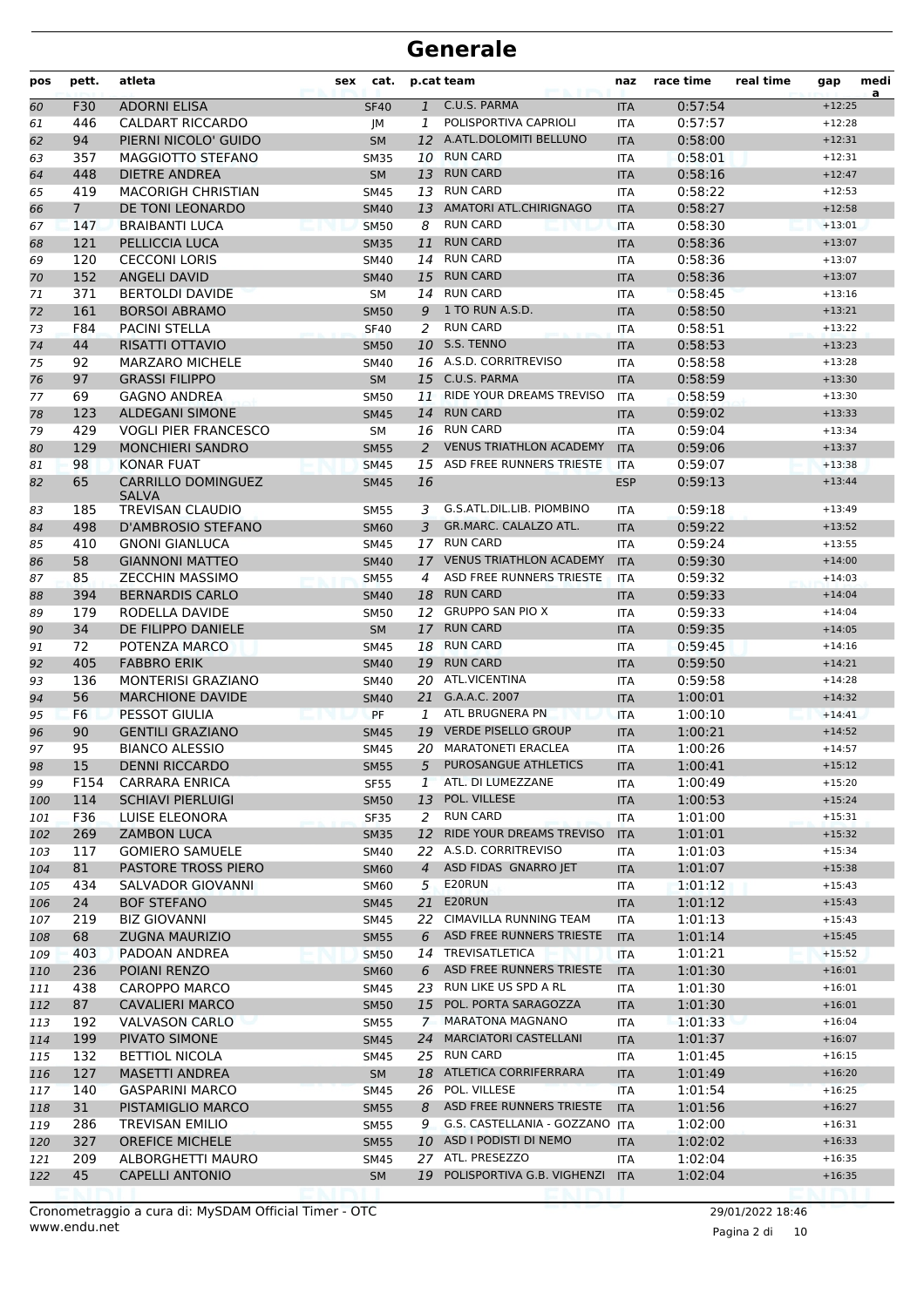# Generale

| pos | pett. | atleta | sex | cat. | p.cat | team | naz | race time | real time | gap | media |
|---|---|---|---|---|---|---|---|---|---|---|---|
| 60 | F30 | ADORNI ELISA | | SF40 | 1 | C.U.S. PARMA | ITA | 0:57:54 | | +12:25 | |
| 61 | 446 | CALDART RICCARDO | | JM | 1 | POLISPORTIVA CAPRIOLI | ITA | 0:57:57 | | +12:28 | |
| 62 | 94 | PIERNI NICOLO' GUIDO | | SM | 12 | A.ATL.DOLOMITI BELLUNO | ITA | 0:58:00 | | +12:31 | |
| 63 | 357 | MAGGIOTTO STEFANO | | SM35 | 10 | RUN CARD | ITA | 0:58:01 | | +12:31 | |
| 64 | 448 | DIETRE ANDREA | | SM | 13 | RUN CARD | ITA | 0:58:16 | | +12:47 | |
| 65 | 419 | MACORIGH CHRISTIAN | | SM45 | 13 | RUN CARD | ITA | 0:58:22 | | +12:53 | |
| 66 | 7 | DE TONI LEONARDO | | SM40 | 13 | AMATORI ATL.CHIRIGNAGO | ITA | 0:58:27 | | +12:58 | |
| 67 | 147 | BRAIBANTI LUCA | | SM50 | 8 | RUN CARD | ITA | 0:58:30 | | +13:01 | |
| 68 | 121 | PELLICCIA LUCA | | SM35 | 11 | RUN CARD | ITA | 0:58:36 | | +13:07 | |
| 69 | 120 | CECCONI LORIS | | SM40 | 14 | RUN CARD | ITA | 0:58:36 | | +13:07 | |
| 70 | 152 | ANGELI DAVID | | SM40 | 15 | RUN CARD | ITA | 0:58:36 | | +13:07 | |
| 71 | 371 | BERTOLDI DAVIDE | | SM | 14 | RUN CARD | ITA | 0:58:45 | | +13:16 | |
| 72 | 161 | BORSOI ABRAMO | | SM50 | 9 | 1 TO RUN A.S.D. | ITA | 0:58:50 | | +13:21 | |
| 73 | F84 | PACINI STELLA | | SF40 | 2 | RUN CARD | ITA | 0:58:51 | | +13:22 | |
| 74 | 44 | RISATTI OTTAVIO | | SM50 | 10 | S.S. TENNO | ITA | 0:58:53 | | +13:23 | |
| 75 | 92 | MARZARO MICHELE | | SM40 | 16 | A.S.D. CORRITREVISO | ITA | 0:58:58 | | +13:28 | |
| 76 | 97 | GRASSI FILIPPO | | SM | 15 | C.U.S. PARMA | ITA | 0:58:59 | | +13:30 | |
| 77 | 69 | GAGNO ANDREA | | SM50 | 11 | RIDE YOUR DREAMS TREVISO | ITA | 0:58:59 | | +13:30 | |
| 78 | 123 | ALDEGANI SIMONE | | SM45 | 14 | RUN CARD | ITA | 0:59:02 | | +13:33 | |
| 79 | 429 | VOGLI PIER FRANCESCO | | SM | 16 | RUN CARD | ITA | 0:59:04 | | +13:34 | |
| 80 | 129 | MONCHIERI SANDRO | | SM55 | 2 | VENUS TRIATHLON ACADEMY | ITA | 0:59:06 | | +13:37 | |
| 81 | 98 | KONAR FUAT | | SM45 | 15 | ASD FREE RUNNERS TRIESTE | ITA | 0:59:07 | | +13:38 | |
| 82 | 65 | CARRILLO DOMINGUEZ SALVA | | SM45 | 16 | | ESP | 0:59:13 | | +13:44 | |
| 83 | 185 | TREVISAN CLAUDIO | | SM55 | 3 | G.S.ATL.DIL.LIB. PIOMBINO | ITA | 0:59:18 | | +13:49 | |
| 84 | 498 | D'AMBROSIO STEFANO | | SM60 | 3 | GR.MARC. CALALZO ATL. | ITA | 0:59:22 | | +13:52 | |
| 85 | 410 | GNONI GIANLUCA | | SM45 | 17 | RUN CARD | ITA | 0:59:24 | | +13:55 | |
| 86 | 58 | GIANNONI MATTEO | | SM40 | 17 | VENUS TRIATHLON ACADEMY | ITA | 0:59:30 | | +14:00 | |
| 87 | 85 | ZECCHIN MASSIMO | | SM55 | 4 | ASD FREE RUNNERS TRIESTE | ITA | 0:59:32 | | +14:03 | |
| 88 | 394 | BERNARDIS CARLO | | SM40 | 18 | RUN CARD | ITA | 0:59:33 | | +14:04 | |
| 89 | 179 | RODELLA DAVIDE | | SM50 | 12 | GRUPPO SAN PIO X | ITA | 0:59:33 | | +14:04 | |
| 90 | 34 | DE FILIPPO DANIELE | | SM | 17 | RUN CARD | ITA | 0:59:35 | | +14:05 | |
| 91 | 72 | POTENZA MARCO | | SM45 | 18 | RUN CARD | ITA | 0:59:45 | | +14:16 | |
| 92 | 405 | FABBRO ERIK | | SM40 | 19 | RUN CARD | ITA | 0:59:50 | | +14:21 | |
| 93 | 136 | MONTERISI GRAZIANO | | SM40 | 20 | ATL.VICENTINA | ITA | 0:59:58 | | +14:28 | |
| 94 | 56 | MARCHIONE DAVIDE | | SM40 | 21 | G.A.A.C. 2007 | ITA | 1:00:01 | | +14:32 | |
| 95 | F6 | PESSOT GIULIA | | PF | 1 | ATL BRUGNERA PN | ITA | 1:00:10 | | +14:41 | |
| 96 | 90 | GENTILI GRAZIANO | | SM45 | 19 | VERDE PISELLO GROUP | ITA | 1:00:21 | | +14:52 | |
| 97 | 95 | BIANCO ALESSIO | | SM45 | 20 | MARATONETI ERACLEA | ITA | 1:00:26 | | +14:57 | |
| 98 | 15 | DENNI RICCARDO | | SM55 | 5 | PUROSANGUE ATHLETICS | ITA | 1:00:41 | | +15:12 | |
| 99 | F154 | CARRARA ENRICA | | SF55 | 1 | ATL. DI LUMEZZANE | ITA | 1:00:49 | | +15:20 | |
| 100 | 114 | SCHIAVI PIERLUIGI | | SM50 | 13 | POL. VILLESE | ITA | 1:00:53 | | +15:24 | |
| 101 | F36 | LUISE ELEONORA | | SF35 | 2 | RUN CARD | ITA | 1:01:00 | | +15:31 | |
| 102 | 269 | ZAMBON LUCA | | SM35 | 12 | RIDE YOUR DREAMS TREVISO | ITA | 1:01:01 | | +15:32 | |
| 103 | 117 | GOMIERO SAMUELE | | SM40 | 22 | A.S.D. CORRITREVISO | ITA | 1:01:03 | | +15:34 | |
| 104 | 81 | PASTORE TROSS PIERO | | SM60 | 4 | ASD FIDAS GNARRO JET | ITA | 1:01:07 | | +15:38 | |
| 105 | 434 | SALVADOR GIOVANNI | | SM60 | 5 | E20RUN | ITA | 1:01:12 | | +15:43 | |
| 106 | 24 | BOF STEFANO | | SM45 | 21 | E20RUN | ITA | 1:01:12 | | +15:43 | |
| 107 | 219 | BIZ GIOVANNI | | SM45 | 22 | CIMAVILLA RUNNING TEAM | ITA | 1:01:13 | | +15:43 | |
| 108 | 68 | ZUGNA MAURIZIO | | SM55 | 6 | ASD FREE RUNNERS TRIESTE | ITA | 1:01:14 | | +15:45 | |
| 109 | 403 | PADOAN ANDREA | | SM50 | 14 | TREVISATLETICA | ITA | 1:01:21 | | +15:52 | |
| 110 | 236 | POIANI RENZO | | SM60 | 6 | ASD FREE RUNNERS TRIESTE | ITA | 1:01:30 | | +16:01 | |
| 111 | 438 | CAROPPO MARCO | | SM45 | 23 | RUN LIKE US SPD A RL | ITA | 1:01:30 | | +16:01 | |
| 112 | 87 | CAVALIERI MARCO | | SM50 | 15 | POL. PORTA SARAGOZZA | ITA | 1:01:30 | | +16:01 | |
| 113 | 192 | VALVASON CARLO | | SM55 | 7 | MARATONA MAGNANO | ITA | 1:01:33 | | +16:04 | |
| 114 | 199 | PIVATO SIMONE | | SM45 | 24 | MARCIATORI CASTELLANI | ITA | 1:01:37 | | +16:07 | |
| 115 | 132 | BETTIOL NICOLA | | SM45 | 25 | RUN CARD | ITA | 1:01:45 | | +16:15 | |
| 116 | 127 | MASETTI ANDREA | | SM | 18 | ATLETICA CORRIFERRARA | ITA | 1:01:49 | | +16:20 | |
| 117 | 140 | GASPARINI MARCO | | SM45 | 26 | POL. VILLESE | ITA | 1:01:54 | | +16:25 | |
| 118 | 31 | PISTAMIGLIO MARCO | | SM55 | 8 | ASD FREE RUNNERS TRIESTE | ITA | 1:01:56 | | +16:27 | |
| 119 | 286 | TREVISAN EMILIO | | SM55 | 9 | G.S. CASTELLANIA - GOZZANO | ITA | 1:02:00 | | +16:31 | |
| 120 | 327 | OREFICE MICHELE | | SM55 | 10 | ASD I PODISTI DI NEMO | ITA | 1:02:02 | | +16:33 | |
| 121 | 209 | ALBORGHETTI MAURO | | SM45 | 27 | ATL. PRESEZZO | ITA | 1:02:04 | | +16:35 | |
| 122 | 45 | CAPELLI ANTONIO | | SM | 19 | POLISPORTIVA G.B. VIGHENZI | ITA | 1:02:04 | | +16:35 | |

Cronometraggio a cura di: MySDAM Official Timer - OTC
www.endu.net

29/01/2022 18:46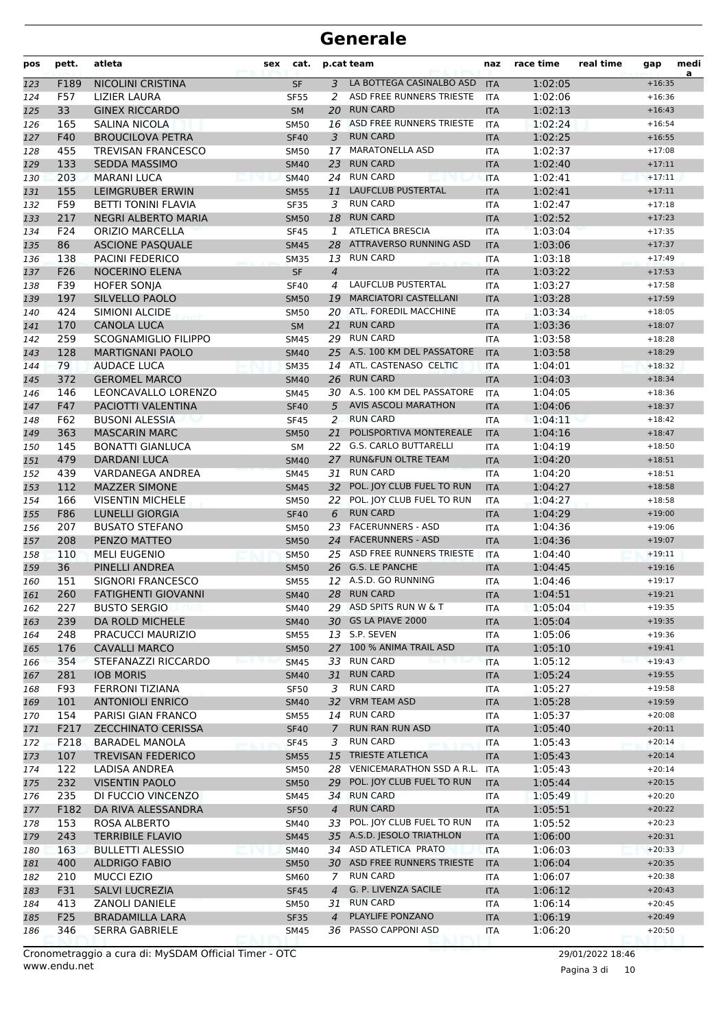# Generale

| pos | pett. | atleta | sex | cat. | p.cat | team | naz | race time | real time | gap | media |
|---|---|---|---|---|---|---|---|---|---|---|---|
| 123 | F189 | NICOLINI CRISTINA | | SF | 3 | LA BOTTEGA CASINALBO ASD | ITA | 1:02:05 | | +16:35 | |
| 124 | F57 | LIZIER LAURA | | SF55 | 2 | ASD FREE RUNNERS TRIESTE | ITA | 1:02:06 | | +16:36 | |
| 125 | 33 | GINEX RICCARDO | | SM | 20 | RUN CARD | ITA | 1:02:13 | | +16:43 | |
| 126 | 165 | SALINA NICOLA | | SM50 | 16 | ASD FREE RUNNERS TRIESTE | ITA | 1:02:24 | | +16:54 | |
| 127 | F40 | BROUCILOVA PETRA | | SF40 | 3 | RUN CARD | ITA | 1:02:25 | | +16:55 | |
| 128 | 455 | TREVISAN FRANCESCO | | SM50 | 17 | MARATONELLA ASD | ITA | 1:02:37 | | +17:08 | |
| 129 | 133 | SEDDA MASSIMO | | SM40 | 23 | RUN CARD | ITA | 1:02:40 | | +17:11 | |
| 130 | 203 | MARANI LUCA | | SM40 | 24 | RUN CARD | ITA | 1:02:41 | | +17:11 | |
| 131 | 155 | LEIMGRUBER ERWIN | | SM55 | 11 | LAUFCLUB PUSTERTAL | ITA | 1:02:41 | | +17:11 | |
| 132 | F59 | BETTI TONINI FLAVIA | | SF35 | 3 | RUN CARD | ITA | 1:02:47 | | +17:18 | |
| 133 | 217 | NEGRI ALBERTO MARIA | | SM50 | 18 | RUN CARD | ITA | 1:02:52 | | +17:23 | |
| 134 | F24 | ORIZIO MARCELLA | | SF45 | 1 | ATLETICA BRESCIA | ITA | 1:03:04 | | +17:35 | |
| 135 | 86 | ASCIONE PASQUALE | | SM45 | 28 | ATTRAVERSO RUNNING ASD | ITA | 1:03:06 | | +17:37 | |
| 136 | 138 | PACINI FEDERICO | | SM35 | 13 | RUN CARD | ITA | 1:03:18 | | +17:49 | |
| 137 | F26 | NOCERINO ELENA | | SF | 4 | | ITA | 1:03:22 | | +17:53 | |
| 138 | F39 | HOFER SONJA | | SF40 | 4 | LAUFCLUB PUSTERTAL | ITA | 1:03:27 | | +17:58 | |
| 139 | 197 | SILVELLO PAOLO | | SM50 | 19 | MARCIATORI CASTELLANI | ITA | 1:03:28 | | +17:59 | |
| 140 | 424 | SIMIONI ALCIDE | | SM50 | 20 | ATL. FOREDIL MACCHINE | ITA | 1:03:34 | | +18:05 | |
| 141 | 170 | CANOLA LUCA | | SM | 21 | RUN CARD | ITA | 1:03:36 | | +18:07 | |
| 142 | 259 | SCOGNAMIGLIO FILIPPO | | SM45 | 29 | RUN CARD | ITA | 1:03:58 | | +18:28 | |
| 143 | 128 | MARTIGNANI PAOLO | | SM40 | 25 | A.S. 100 KM DEL PASSATORE | ITA | 1:03:58 | | +18:29 | |
| 144 | 79 | AUDACE LUCA | | SM35 | 14 | ATL. CASTENASO CELTIC | ITA | 1:04:01 | | +18:32 | |
| 145 | 372 | GEROMEL MARCO | | SM40 | 26 | RUN CARD | ITA | 1:04:03 | | +18:34 | |
| 146 | 146 | LEONCAVALLO LORENZO | | SM45 | 30 | A.S. 100 KM DEL PASSATORE | ITA | 1:04:05 | | +18:36 | |
| 147 | F47 | PACIOTTI VALENTINA | | SF40 | 5 | AVIS ASCOLI MARATHON | ITA | 1:04:06 | | +18:37 | |
| 148 | F62 | BUSONI ALESSIA | | SF45 | 2 | RUN CARD | ITA | 1:04:11 | | +18:42 | |
| 149 | 363 | MASCARIN MARC | | SM50 | 21 | POLISPORTIVA MONTEREALE | ITA | 1:04:16 | | +18:47 | |
| 150 | 145 | BONATTI GIANLUCA | | SM | 22 | G.S. CARLO BUTTARELLI | ITA | 1:04:19 | | +18:50 | |
| 151 | 479 | DARDANI LUCA | | SM40 | 27 | RUN&FUN OLTRE TEAM | ITA | 1:04:20 | | +18:51 | |
| 152 | 439 | VARDANEGA ANDREA | | SM45 | 31 | RUN CARD | ITA | 1:04:20 | | +18:51 | |
| 153 | 112 | MAZZER SIMONE | | SM45 | 32 | POL. JOY CLUB FUEL TO RUN | ITA | 1:04:27 | | +18:58 | |
| 154 | 166 | VISENTIN MICHELE | | SM50 | 22 | POL. JOY CLUB FUEL TO RUN | ITA | 1:04:27 | | +18:58 | |
| 155 | F86 | LUNELLI GIORGIA | | SF40 | 6 | RUN CARD | ITA | 1:04:29 | | +19:00 | |
| 156 | 207 | BUSATO STEFANO | | SM50 | 23 | FACERUNNERS - ASD | ITA | 1:04:36 | | +19:06 | |
| 157 | 208 | PENZO MATTEO | | SM50 | 24 | FACERUNNERS - ASD | ITA | 1:04:36 | | +19:07 | |
| 158 | 110 | MELI EUGENIO | | SM50 | 25 | ASD FREE RUNNERS TRIESTE | ITA | 1:04:40 | | +19:11 | |
| 159 | 36 | PINELLI ANDREA | | SM50 | 26 | G.S. LE PANCHE | ITA | 1:04:45 | | +19:16 | |
| 160 | 151 | SIGNORI FRANCESCO | | SM55 | 12 | A.S.D. GO RUNNING | ITA | 1:04:46 | | +19:17 | |
| 161 | 260 | FATIGHENTI GIOVANNI | | SM40 | 28 | RUN CARD | ITA | 1:04:51 | | +19:21 | |
| 162 | 227 | BUSTO SERGIO | | SM40 | 29 | ASD SPITS RUN W & T | ITA | 1:05:04 | | +19:35 | |
| 163 | 239 | DA ROLD MICHELE | | SM40 | 30 | GS LA PIAVE 2000 | ITA | 1:05:04 | | +19:35 | |
| 164 | 248 | PRACUCCI MAURIZIO | | SM55 | 13 | S.P. SEVEN | ITA | 1:05:06 | | +19:36 | |
| 165 | 176 | CAVALLI MARCO | | SM50 | 27 | 100 % ANIMA TRAIL ASD | ITA | 1:05:10 | | +19:41 | |
| 166 | 354 | STEFANAZZI RICCARDO | | SM45 | 33 | RUN CARD | ITA | 1:05:12 | | +19:43 | |
| 167 | 281 | IOB MORIS | | SM40 | 31 | RUN CARD | ITA | 1:05:24 | | +19:55 | |
| 168 | F93 | FERRONI TIZIANA | | SF50 | 3 | RUN CARD | ITA | 1:05:27 | | +19:58 | |
| 169 | 101 | ANTONIOLI ENRICO | | SM40 | 32 | VRM TEAM ASD | ITA | 1:05:28 | | +19:59 | |
| 170 | 154 | PARISI GIAN FRANCO | | SM55 | 14 | RUN CARD | ITA | 1:05:37 | | +20:08 | |
| 171 | F217 | ZECCHINATO CERISSA | | SF40 | 7 | RUN RAN RUN ASD | ITA | 1:05:40 | | +20:11 | |
| 172 | F218 | BARADEL MANOLA | | SF45 | 3 | RUN CARD | ITA | 1:05:43 | | +20:14 | |
| 173 | 107 | TREVISAN FEDERICO | | SM55 | 15 | TRIESTE ATLETICA | ITA | 1:05:43 | | +20:14 | |
| 174 | 122 | LADISA ANDREA | | SM50 | 28 | VENICEMARATHON SSD A R.L. | ITA | 1:05:43 | | +20:14 | |
| 175 | 232 | VISENTIN PAOLO | | SM50 | 29 | POL. JOY CLUB FUEL TO RUN | ITA | 1:05:44 | | +20:15 | |
| 176 | 235 | DI FUCCIO VINCENZO | | SM45 | 34 | RUN CARD | ITA | 1:05:49 | | +20:20 | |
| 177 | F182 | DA RIVA ALESSANDRA | | SF50 | 4 | RUN CARD | ITA | 1:05:51 | | +20:22 | |
| 178 | 153 | ROSA ALBERTO | | SM40 | 33 | POL. JOY CLUB FUEL TO RUN | ITA | 1:05:52 | | +20:23 | |
| 179 | 243 | TERRIBILE FLAVIO | | SM45 | 35 | A.S.D. JESOLO TRIATHLON | ITA | 1:06:00 | | +20:31 | |
| 180 | 163 | BULLETTI ALESSIO | | SM40 | 34 | ASD ATLETICA PRATO | ITA | 1:06:03 | | +20:33 | |
| 181 | 400 | ALDRIGO FABIO | | SM50 | 30 | ASD FREE RUNNERS TRIESTE | ITA | 1:06:04 | | +20:35 | |
| 182 | 210 | MUCCI EZIO | | SM60 | 7 | RUN CARD | ITA | 1:06:07 | | +20:38 | |
| 183 | F31 | SALVI LUCREZIA | | SF45 | 4 | G. P. LIVENZA SACILE | ITA | 1:06:12 | | +20:43 | |
| 184 | 413 | ZANOLI DANIELE | | SM50 | 31 | RUN CARD | ITA | 1:06:14 | | +20:45 | |
| 185 | F25 | BRADAMILLA LARA | | SF35 | 4 | PLAYLIFE PONZANO | ITA | 1:06:19 | | +20:49 | |
| 186 | 346 | SERRA GABRIELE | | SM45 | 36 | PASSO CAPPONI ASD | ITA | 1:06:20 | | +20:50 | |

Cronometraggio a cura di: MySDAM Official Timer - OTC
www.endu.net

29/01/2022 18:46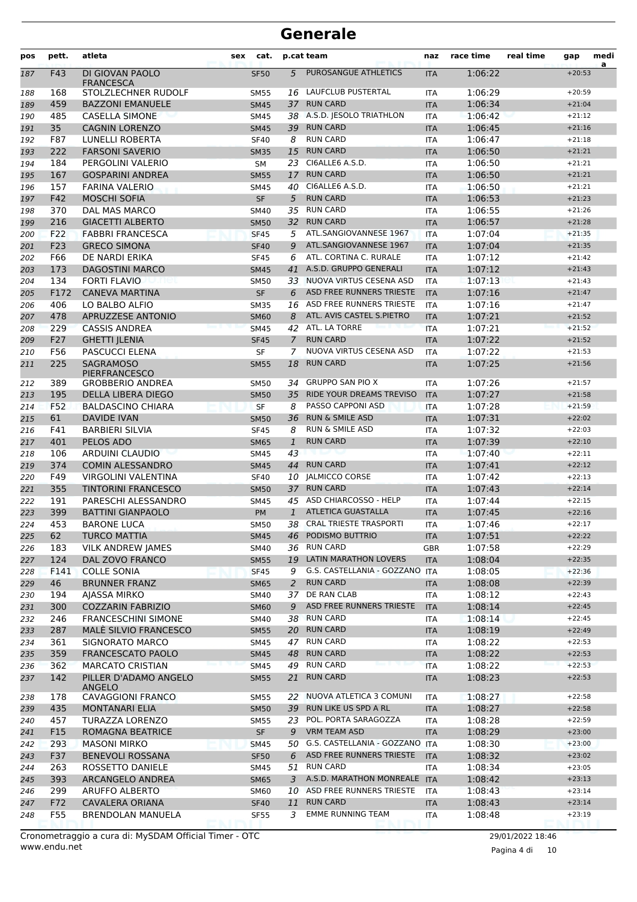# Generale

| pos | pett. | atleta | sex | cat. | p.cat | team | naz | race time | real time | gap | media |
|---|---|---|---|---|---|---|---|---|---|---|---|
| 187 | F43 | DI GIOVAN PAOLO FRANCESCA | | SF50 | 5 | PUROSANGUE ATHLETICS | ITA | 1:06:22 | | +20:53 | |
| 188 | 168 | STOLZLECHNER RUDOLF | | SM55 | 16 | LAUFCLUB PUSTERTAL | ITA | 1:06:29 | | +20:59 | |
| 189 | 459 | BAZZONI EMANUELE | | SM45 | 37 | RUN CARD | ITA | 1:06:34 | | +21:04 | |
| 190 | 485 | CASELLA SIMONE | | SM45 | 38 | A.S.D. JESOLO TRIATHLON | ITA | 1:06:42 | | +21:12 | |
| 191 | 35 | CAGNIN LORENZO | | SM45 | 39 | RUN CARD | ITA | 1:06:45 | | +21:16 | |
| 192 | F87 | LUNELLI ROBERTA | | SF40 | 8 | RUN CARD | ITA | 1:06:47 | | +21:18 | |
| 193 | 222 | FARSONI SAVERIO | | SM35 | 15 | RUN CARD | ITA | 1:06:50 | | +21:21 | |
| 194 | 184 | PERGOLINI VALERIO | | SM | 23 | CI6ALLE6 A.S.D. | ITA | 1:06:50 | | +21:21 | |
| 195 | 167 | GOSPARINI ANDREA | | SM55 | 17 | RUN CARD | ITA | 1:06:50 | | +21:21 | |
| 196 | 157 | FARINA VALERIO | | SM45 | 40 | CI6ALLE6 A.S.D. | ITA | 1:06:50 | | +21:21 | |
| 197 | F42 | MOSCHI SOFIA | | SF | 5 | RUN CARD | ITA | 1:06:53 | | +21:23 | |
| 198 | 370 | DAL MAS MARCO | | SM40 | 35 | RUN CARD | ITA | 1:06:55 | | +21:26 | |
| 199 | 216 | GIACETTI ALBERTO | | SM50 | 32 | RUN CARD | ITA | 1:06:57 | | +21:28 | |
| 200 | F22 | FABBRI FRANCESCA | | SF45 | 5 | ATL.SANGIOVANNESE 1967 | ITA | 1:07:04 | | +21:35 | |
| 201 | F23 | GRECO SIMONA | | SF40 | 9 | ATL.SANGIOVANNESE 1967 | ITA | 1:07:04 | | +21:35 | |
| 202 | F66 | DE NARDI ERIKA | | SF45 | 6 | ATL. CORTINA C. RURALE | ITA | 1:07:12 | | +21:42 | |
| 203 | 173 | DAGOSTINI MARCO | | SM45 | 41 | A.S.D. GRUPPO GENERALI | ITA | 1:07:12 | | +21:43 | |
| 204 | 134 | FORTI FLAVIO | | SM50 | 33 | NUOVA VIRTUS CESENA ASD | ITA | 1:07:13 | | +21:43 | |
| 205 | F172 | CANEVA MARTINA | | SF | 6 | ASD FREE RUNNERS TRIESTE | ITA | 1:07:16 | | +21:47 | |
| 206 | 406 | LO BALBO ALFIO | | SM35 | 16 | ASD FREE RUNNERS TRIESTE | ITA | 1:07:16 | | +21:47 | |
| 207 | 478 | APRUZZESE ANTONIO | | SM60 | 8 | ATL. AVIS CASTEL S.PIETRO | ITA | 1:07:21 | | +21:52 | |
| 208 | 229 | CASSIS ANDREA | | SM45 | 42 | ATL. LA TORRE | ITA | 1:07:21 | | +21:52 | |
| 209 | F27 | GHETTI JLENIA | | SF45 | 7 | RUN CARD | ITA | 1:07:22 | | +21:52 | |
| 210 | F56 | PASCUCCI ELENA | | SF | 7 | NUOVA VIRTUS CESENA ASD | ITA | 1:07:22 | | +21:53 | |
| 211 | 225 | SAGRAMOSO PIERFRANCESCO | | SM55 | 18 | RUN CARD | ITA | 1:07:25 | | +21:56 | |
| 212 | 389 | GROBBERIO ANDREA | | SM50 | 34 | GRUPPO SAN PIO X | ITA | 1:07:26 | | +21:57 | |
| 213 | 195 | DELLA LIBERA DIEGO | | SM50 | 35 | RIDE YOUR DREAMS TREVISO | ITA | 1:07:27 | | +21:58 | |
| 214 | F52 | BALDASCINO CHIARA | | SF | 8 | PASSO CAPPONI ASD | ITA | 1:07:28 | | +21:59 | |
| 215 | 61 | DAVIDE IVAN | | SM50 | 36 | RUN & SMILE ASD | ITA | 1:07:31 | | +22:02 | |
| 216 | F41 | BARBIERI SILVIA | | SF45 | 8 | RUN & SMILE ASD | ITA | 1:07:32 | | +22:03 | |
| 217 | 401 | PELOS ADO | | SM65 | 1 | RUN CARD | ITA | 1:07:39 | | +22:10 | |
| 218 | 106 | ARDUINI CLAUDIO | | SM45 | 43 | | ITA | 1:07:40 | | +22:11 | |
| 219 | 374 | COMIN ALESSANDRO | | SM45 | 44 | RUN CARD | ITA | 1:07:41 | | +22:12 | |
| 220 | F49 | VIRGOLINI VALENTINA | | SF40 | 10 | JALMICCO CORSE | ITA | 1:07:42 | | +22:13 | |
| 221 | 355 | TINTORINI FRANCESCO | | SM50 | 37 | RUN CARD | ITA | 1:07:43 | | +22:14 | |
| 222 | 191 | PARESCHI ALESSANDRO | | SM45 | 45 | ASD CHIARCOSSO - HELP | ITA | 1:07:44 | | +22:15 | |
| 223 | 399 | BATTINI GIANPAOLO | | PM | 1 | ATLETICA GUASTALLA | ITA | 1:07:45 | | +22:16 | |
| 224 | 453 | BARONE LUCA | | SM50 | 38 | CRAL TRIESTE TRASPORTI | ITA | 1:07:46 | | +22:17 | |
| 225 | 62 | TURCO MATTIA | | SM45 | 46 | PODISMO BUTTRIO | ITA | 1:07:51 | | +22:22 | |
| 226 | 183 | VILK ANDREW JAMES | | SM40 | 36 | RUN CARD | GBR | 1:07:58 | | +22:29 | |
| 227 | 124 | DAL ZOVO FRANCO | | SM55 | 19 | LATIN MARATHON LOVERS | ITA | 1:08:04 | | +22:35 | |
| 228 | F141 | COLLE SONIA | | SF45 | 9 | G.S. CASTELLANIA - GOZZANO | ITA | 1:08:05 | | +22:36 | |
| 229 | 46 | BRUNNER FRANZ | | SM65 | 2 | RUN CARD | ITA | 1:08:08 | | +22:39 | |
| 230 | 194 | AJASSA MIRKO | | SM40 | 37 | DE RAN CLAB | ITA | 1:08:12 | | +22:43 | |
| 231 | 300 | COZZARIN FABRIZIO | | SM60 | 9 | ASD FREE RUNNERS TRIESTE | ITA | 1:08:14 | | +22:45 | |
| 232 | 246 | FRANCESCHINI SIMONE | | SM40 | 38 | RUN CARD | ITA | 1:08:14 | | +22:45 | |
| 233 | 287 | MALÈ SILVIO FRANCESCO | | SM55 | 20 | RUN CARD | ITA | 1:08:19 | | +22:49 | |
| 234 | 361 | SIGNORATO MARCO | | SM45 | 47 | RUN CARD | ITA | 1:08:22 | | +22:53 | |
| 235 | 359 | FRANCESCATO PAOLO | | SM45 | 48 | RUN CARD | ITA | 1:08:22 | | +22:53 | |
| 236 | 362 | MARCATO CRISTIAN | | SM45 | 49 | RUN CARD | ITA | 1:08:22 | | +22:53 | |
| 237 | 142 | PILLER D'ADAMO ANGELO ANGELO | | SM55 | 21 | RUN CARD | ITA | 1:08:23 | | +22:53 | |
| 238 | 178 | CAVAGGIONI FRANCO | | SM55 | 22 | NUOVA ATLETICA 3 COMUNI | ITA | 1:08:27 | | +22:58 | |
| 239 | 435 | MONTANARI ELIA | | SM50 | 39 | RUN LIKE US SPD A RL | ITA | 1:08:27 | | +22:58 | |
| 240 | 457 | TURAZZA LORENZO | | SM55 | 23 | POL. PORTA SARAGOZZA | ITA | 1:08:28 | | +22:59 | |
| 241 | F15 | ROMAGNA BEATRICE | | SF | 9 | VRM TEAM ASD | ITA | 1:08:29 | | +23:00 | |
| 242 | 293 | MASONI MIRKO | | SM45 | 50 | G.S. CASTELLANIA - GOZZANO | ITA | 1:08:30 | | +23:00 | |
| 243 | F37 | BENEVOLI ROSSANA | | SF50 | 6 | ASD FREE RUNNERS TRIESTE | ITA | 1:08:32 | | +23:02 | |
| 244 | 263 | ROSSETTO DANIELE | | SM45 | 51 | RUN CARD | ITA | 1:08:34 | | +23:05 | |
| 245 | 393 | ARCANGELO ANDREA | | SM65 | 3 | A.S.D. MARATHON MONREALE | ITA | 1:08:42 | | +23:13 | |
| 246 | 299 | ARUFFO ALBERTO | | SM60 | 10 | ASD FREE RUNNERS TRIESTE | ITA | 1:08:43 | | +23:14 | |
| 247 | F72 | CAVALERA ORIANA | | SF40 | 11 | RUN CARD | ITA | 1:08:43 | | +23:14 | |
| 248 | F55 | BRENDOLAN MANUELA | | SF55 | 3 | EMME RUNNING TEAM | ITA | 1:08:48 | | +23:19 | |

Cronometraggio a cura di: MySDAM Official Timer - OTC
www.endu.net

29/01/2022 18:46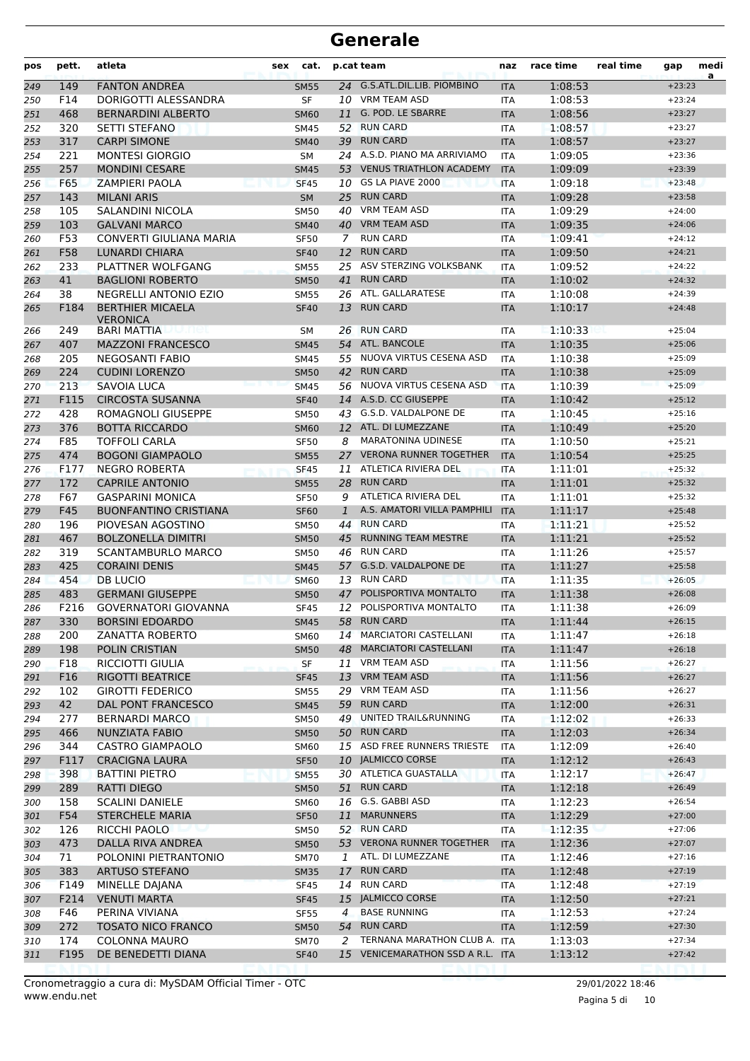# Generale

| pos | pett. | atleta | sex | cat. | p.cat | team | naz | race time | real time | gap | media |
|---|---|---|---|---|---|---|---|---|---|---|---|
| 249 | 149 | FANTON ANDREA | | SM55 | 24 | G.S.ATL.DIL.LIB. PIOMBINO | ITA | 1:08:53 | | +23:23 | |
| 250 | F14 | DORIGOTTI ALESSANDRA | | SF | 10 | VRM TEAM ASD | ITA | 1:08:53 | | +23:24 | |
| 251 | 468 | BERNARDINI ALBERTO | | SM60 | 11 | G. POD. LE SBARRE | ITA | 1:08:56 | | +23:27 | |
| 252 | 320 | SETTI STEFANO | | SM45 | 52 | RUN CARD | ITA | 1:08:57 | | +23:27 | |
| 253 | 317 | CARPI SIMONE | | SM40 | 39 | RUN CARD | ITA | 1:08:57 | | +23:27 | |
| 254 | 221 | MONTESI GIORGIO | | SM | 24 | A.S.D. PIANO MA ARRIVIAMO | ITA | 1:09:05 | | +23:36 | |
| 255 | 257 | MONDINI CESARE | | SM45 | 53 | VENUS TRIATHLON ACADEMY | ITA | 1:09:09 | | +23:39 | |
| 256 | F65 | ZAMPIERI PAOLA | | SF45 | 10 | GS LA PIAVE 2000 | ITA | 1:09:18 | | +23:48 | |
| 257 | 143 | MILANI ARIS | | SM | 25 | RUN CARD | ITA | 1:09:28 | | +23:58 | |
| 258 | 105 | SALANDINI NICOLA | | SM50 | 40 | VRM TEAM ASD | ITA | 1:09:29 | | +24:00 | |
| 259 | 103 | GALVANI MARCO | | SM40 | 40 | VRM TEAM ASD | ITA | 1:09:35 | | +24:06 | |
| 260 | F53 | CONVERTI GIULIANA MARIA | | SF50 | 7 | RUN CARD | ITA | 1:09:41 | | +24:12 | |
| 261 | F58 | LUNARDI CHIARA | | SF40 | 12 | RUN CARD | ITA | 1:09:50 | | +24:21 | |
| 262 | 233 | PLATTNER WOLFGANG | | SM55 | 25 | ASV STERZING VOLKSBANK | ITA | 1:09:52 | | +24:22 | |
| 263 | 41 | BAGLIONI ROBERTO | | SM50 | 41 | RUN CARD | ITA | 1:10:02 | | +24:32 | |
| 264 | 38 | NEGRELLI ANTONIO EZIO | | SM55 | 26 | ATL. GALLARATESE | ITA | 1:10:08 | | +24:39 | |
| 265 | F184 | BERTHIER MICAELA VERONICA | | SF40 | 13 | RUN CARD | ITA | 1:10:17 | | +24:48 | |
| 266 | 249 | BARI MATTIA | | SM | 26 | RUN CARD | ITA | 1:10:33 | | +25:04 | |
| 267 | 407 | MAZZONI FRANCESCO | | SM45 | 54 | ATL. BANCOLE | ITA | 1:10:35 | | +25:06 | |
| 268 | 205 | NEGOSANTI FABIO | | SM45 | 55 | NUOVA VIRTUS CESENA ASD | ITA | 1:10:38 | | +25:09 | |
| 269 | 224 | CUDINI LORENZO | | SM50 | 42 | RUN CARD | ITA | 1:10:38 | | +25:09 | |
| 270 | 213 | SAVOIA LUCA | | SM45 | 56 | NUOVA VIRTUS CESENA ASD | ITA | 1:10:39 | | +25:09 | |
| 271 | F115 | CIRCOSTA SUSANNA | | SF40 | 14 | A.S.D. CC GIUSEPPE | ITA | 1:10:42 | | +25:12 | |
| 272 | 428 | ROMAGNOLI GIUSEPPE | | SM50 | 43 | G.S.D. VALDALPONE DE | ITA | 1:10:45 | | +25:16 | |
| 273 | 376 | BOTTA RICCARDO | | SM60 | 12 | ATL. DI LUMEZZANE | ITA | 1:10:49 | | +25:20 | |
| 274 | F85 | TOFFOLI CARLA | | SF50 | 8 | MARATONINA UDINESE | ITA | 1:10:50 | | +25:21 | |
| 275 | 474 | BOGONI GIAMPAOLO | | SM55 | 27 | VERONA RUNNER TOGETHER | ITA | 1:10:54 | | +25:25 | |
| 276 | F177 | NEGRO ROBERTA | | SF45 | 11 | ATLETICA RIVIERA DEL | ITA | 1:11:01 | | +25:32 | |
| 277 | 172 | CAPRILE ANTONIO | | SM55 | 28 | RUN CARD | ITA | 1:11:01 | | +25:32 | |
| 278 | F67 | GASPARINI MONICA | | SF50 | 9 | ATLETICA RIVIERA DEL | ITA | 1:11:01 | | +25:32 | |
| 279 | F45 | BUONFANTINO CRISTIANA | | SF60 | 1 | A.S. AMATORI VILLA PAMPHILI | ITA | 1:11:17 | | +25:48 | |
| 280 | 196 | PIOVESAN AGOSTINO | | SM50 | 44 | RUN CARD | ITA | 1:11:21 | | +25:52 | |
| 281 | 467 | BOLZONELLA DIMITRI | | SM50 | 45 | RUNNING TEAM MESTRE | ITA | 1:11:21 | | +25:52 | |
| 282 | 319 | SCANTAMBURLO MARCO | | SM50 | 46 | RUN CARD | ITA | 1:11:26 | | +25:57 | |
| 283 | 425 | CORAINI DENIS | | SM45 | 57 | G.S.D. VALDALPONE DE | ITA | 1:11:27 | | +25:58 | |
| 284 | 454 | DB LUCIO | | SM60 | 13 | RUN CARD | ITA | 1:11:35 | | +26:05 | |
| 285 | 483 | GERMANI GIUSEPPE | | SM50 | 47 | POLISPORTIVA MONTALTO | ITA | 1:11:38 | | +26:08 | |
| 286 | F216 | GOVERNATORI GIOVANNA | | SF45 | 12 | POLISPORTIVA MONTALTO | ITA | 1:11:38 | | +26:09 | |
| 287 | 330 | BORSINI EDOARDO | | SM45 | 58 | RUN CARD | ITA | 1:11:44 | | +26:15 | |
| 288 | 200 | ZANATTA ROBERTO | | SM60 | 14 | MARCIATORI CASTELLANI | ITA | 1:11:47 | | +26:18 | |
| 289 | 198 | POLIN CRISTIAN | | SM50 | 48 | MARCIATORI CASTELLANI | ITA | 1:11:47 | | +26:18 | |
| 290 | F18 | RICCIOTTI GIULIA | | SF | 11 | VRM TEAM ASD | ITA | 1:11:56 | | +26:27 | |
| 291 | F16 | RIGOTTI BEATRICE | | SF45 | 13 | VRM TEAM ASD | ITA | 1:11:56 | | +26:27 | |
| 292 | 102 | GIROTTI FEDERICO | | SM55 | 29 | VRM TEAM ASD | ITA | 1:11:56 | | +26:27 | |
| 293 | 42 | DAL PONT FRANCESCO | | SM45 | 59 | RUN CARD | ITA | 1:12:00 | | +26:31 | |
| 294 | 277 | BERNARDI MARCO | | SM50 | 49 | UNITED TRAIL&RUNNING | ITA | 1:12:02 | | +26:33 | |
| 295 | 466 | NUNZIATA FABIO | | SM50 | 50 | RUN CARD | ITA | 1:12:03 | | +26:34 | |
| 296 | 344 | CASTRO GIAMPAOLO | | SM60 | 15 | ASD FREE RUNNERS TRIESTE | ITA | 1:12:09 | | +26:40 | |
| 297 | F117 | CRACIGNA LAURA | | SF50 | 10 | JALMICCO CORSE | ITA | 1:12:12 | | +26:43 | |
| 298 | 398 | BATTINI PIETRO | | SM55 | 30 | ATLETICA GUASTALLA | ITA | 1:12:17 | | +26:47 | |
| 299 | 289 | RATTI DIEGO | | SM50 | 51 | RUN CARD | ITA | 1:12:18 | | +26:49 | |
| 300 | 158 | SCALINI DANIELE | | SM60 | 16 | G.S. GABBI ASD | ITA | 1:12:23 | | +26:54 | |
| 301 | F54 | STERCHELE MARIA | | SF50 | 11 | MARUNNERS | ITA | 1:12:29 | | +27:00 | |
| 302 | 126 | RICCHI PAOLO | | SM50 | 52 | RUN CARD | ITA | 1:12:35 | | +27:06 | |
| 303 | 473 | DALLA RIVA ANDREA | | SM50 | 53 | VERONA RUNNER TOGETHER | ITA | 1:12:36 | | +27:07 | |
| 304 | 71 | POLONINI PIETRANTONIO | | SM70 | 1 | ATL. DI LUMEZZANE | ITA | 1:12:46 | | +27:16 | |
| 305 | 383 | ARTUSO STEFANO | | SM35 | 17 | RUN CARD | ITA | 1:12:48 | | +27:19 | |
| 306 | F149 | MINELLE DAJANA | | SF45 | 14 | RUN CARD | ITA | 1:12:48 | | +27:19 | |
| 307 | F214 | VENUTI MARTA | | SF45 | 15 | JALMICCO CORSE | ITA | 1:12:50 | | +27:21 | |
| 308 | F46 | PERINA VIVIANA | | SF55 | 4 | BASE RUNNING | ITA | 1:12:53 | | +27:24 | |
| 309 | 272 | TOSATO NICO FRANCO | | SM50 | 54 | RUN CARD | ITA | 1:12:59 | | +27:30 | |
| 310 | 174 | COLONNA MAURO | | SM70 | 2 | TERNANA MARATHON CLUB A. | ITA | 1:13:03 | | +27:34 | |
| 311 | F195 | DE BENEDETTI DIANA | | SF40 | 15 | VENICEMARATHON SSD A R.L. | ITA | 1:13:12 | | +27:42 | |

Cronometraggio a cura di: MySDAM Official Timer - OTC
www.endu.net

29/01/2022 18:46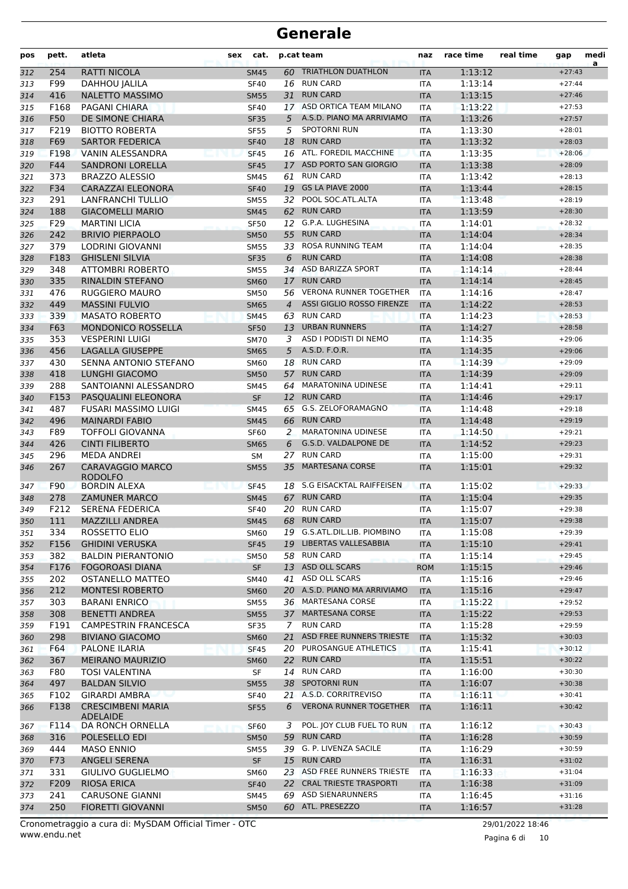# Generale

| pos | pett. | atleta | sex | cat. | p.cat | team | naz | race time | real time | gap | media |
|---|---|---|---|---|---|---|---|---|---|---|---|
| 312 | 254 | RATTI NICOLA | | SM45 | 60 | TRIATHLON DUATHLON | ITA | 1:13:12 | | +27:43 | |
| 313 | F99 | DAHHOU JALILA | | SF40 | 16 | RUN CARD | ITA | 1:13:14 | | +27:44 | |
| 314 | 416 | NALETTO MASSIMO | | SM55 | 31 | RUN CARD | ITA | 1:13:15 | | +27:46 | |
| 315 | F168 | PAGANI CHIARA | | SF40 | 17 | ASD ORTICA TEAM MILANO | ITA | 1:13:22 | | +27:53 | |
| 316 | F50 | DE SIMONE CHIARA | | SF35 | 5 | A.S.D. PIANO MA ARRIVIAMO | ITA | 1:13:26 | | +27:57 | |
| 317 | F219 | BIOTTO ROBERTA | | SF55 | 5 | SPOTORNI RUN | ITA | 1:13:30 | | +28:01 | |
| 318 | F69 | SARTOR FEDERICA | | SF40 | 18 | RUN CARD | ITA | 1:13:32 | | +28:03 | |
| 319 | F198 | VANIN ALESSANDRA | | SF45 | 16 | ATL. FOREDIL MACCHINE | ITA | 1:13:35 | | +28:06 | |
| 320 | F44 | SANDRONI LORELLA | | SF45 | 17 | ASD PORTO SAN GIORGIO | ITA | 1:13:38 | | +28:09 | |
| 321 | 373 | BRAZZO ALESSIO | | SM45 | 61 | RUN CARD | ITA | 1:13:42 | | +28:13 | |
| 322 | F34 | CARAZZAI ELEONORA | | SF40 | 19 | GS LA PIAVE 2000 | ITA | 1:13:44 | | +28:15 | |
| 323 | 291 | LANFRANCHI TULLIO | | SM55 | 32 | POOL SOC.ATL.ALTA | ITA | 1:13:48 | | +28:19 | |
| 324 | 188 | GIACOMELLI MARIO | | SM45 | 62 | RUN CARD | ITA | 1:13:59 | | +28:30 | |
| 325 | F29 | MARTINI LICIA | | SF50 | 12 | G.P.A. LUGHESINA | ITA | 1:14:01 | | +28:32 | |
| 326 | 242 | BRIVIO PIERPAOLO | | SM50 | 55 | RUN CARD | ITA | 1:14:04 | | +28:34 | |
| 327 | 379 | LODRINI GIOVANNI | | SM55 | 33 | ROSA RUNNING TEAM | ITA | 1:14:04 | | +28:35 | |
| 328 | F183 | GHISLENI SILVIA | | SF35 | 6 | RUN CARD | ITA | 1:14:08 | | +28:38 | |
| 329 | 348 | ATTOMBRI ROBERTO | | SM55 | 34 | ASD BARIZZA SPORT | ITA | 1:14:14 | | +28:44 | |
| 330 | 335 | RINALDIN STEFANO | | SM60 | 17 | RUN CARD | ITA | 1:14:14 | | +28:45 | |
| 331 | 476 | RUGGIERO MAURO | | SM50 | 56 | VERONA RUNNER TOGETHER | ITA | 1:14:16 | | +28:47 | |
| 332 | 449 | MASSINI FULVIO | | SM65 | 4 | ASSI GIGLIO ROSSO FIRENZE | ITA | 1:14:22 | | +28:53 | |
| 333 | 339 | MASATO ROBERTO | | SM45 | 63 | RUN CARD | ITA | 1:14:23 | | +28:53 | |
| 334 | F63 | MONDONICO ROSSELLA | | SF50 | 13 | URBAN RUNNERS | ITA | 1:14:27 | | +28:58 | |
| 335 | 353 | VESPERINI LUIGI | | SM70 | 3 | ASD I PODISTI DI NEMO | ITA | 1:14:35 | | +29:06 | |
| 336 | 456 | LAGALLA GIUSEPPE | | SM65 | 5 | A.S.D. F.O.R. | ITA | 1:14:35 | | +29:06 | |
| 337 | 430 | SENNA ANTONIO STEFANO | | SM60 | 18 | RUN CARD | ITA | 1:14:39 | | +29:09 | |
| 338 | 418 | LUNGHI GIACOMO | | SM50 | 57 | RUN CARD | ITA | 1:14:39 | | +29:09 | |
| 339 | 288 | SANTOIANNI ALESSANDRO | | SM45 | 64 | MARATONINA UDINESE | ITA | 1:14:41 | | +29:11 | |
| 340 | F153 | PASQUALINI ELEONORA | | SF | 12 | RUN CARD | ITA | 1:14:46 | | +29:17 | |
| 341 | 487 | FUSARI MASSIMO LUIGI | | SM45 | 65 | G.S. ZELOFORAMAGNO | ITA | 1:14:48 | | +29:18 | |
| 342 | 496 | MAINARDI FABIO | | SM45 | 66 | RUN CARD | ITA | 1:14:48 | | +29:19 | |
| 343 | F89 | TOFFOLI GIOVANNA | | SF60 | 2 | MARATONINA UDINESE | ITA | 1:14:50 | | +29:21 | |
| 344 | 426 | CINTI FILIBERTO | | SM65 | 6 | G.S.D. VALDALPONE DE | ITA | 1:14:52 | | +29:23 | |
| 345 | 296 | MEDA ANDREI | | SM | 27 | RUN CARD | ITA | 1:15:00 | | +29:31 | |
| 346 | 267 | CARAVAGGIO MARCO RODOLFO | | SM55 | 35 | MARTESANA CORSE | ITA | 1:15:01 | | +29:32 | |
| 347 | F90 | BORDIN ALEXA | | SF45 | 18 | S.G EISACKTAL RAIFFEISEN | ITA | 1:15:02 | | +29:33 | |
| 348 | 278 | ZAMUNER MARCO | | SM45 | 67 | RUN CARD | ITA | 1:15:04 | | +29:35 | |
| 349 | F212 | SERENA FEDERICA | | SF40 | 20 | RUN CARD | ITA | 1:15:07 | | +29:38 | |
| 350 | 111 | MAZZILLI ANDREA | | SM45 | 68 | RUN CARD | ITA | 1:15:07 | | +29:38 | |
| 351 | 334 | ROSSETTO ELIO | | SM60 | 19 | G.S.ATL.DIL.LIB. PIOMBINO | ITA | 1:15:08 | | +29:39 | |
| 352 | F156 | GHIDINI VERUSKA | | SF45 | 19 | LIBERTAS VALLESABBIA | ITA | 1:15:10 | | +29:41 | |
| 353 | 382 | BALDIN PIERANTONIO | | SM50 | 58 | RUN CARD | ITA | 1:15:14 | | +29:45 | |
| 354 | F176 | FOGOROASI DIANA | | SF | 13 | ASD OLL SCARS | ROM | 1:15:15 | | +29:46 | |
| 355 | 202 | OSTANELLO MATTEO | | SM40 | 41 | ASD OLL SCARS | ITA | 1:15:16 | | +29:46 | |
| 356 | 212 | MONTESI ROBERTO | | SM60 | 20 | A.S.D. PIANO MA ARRIVIAMO | ITA | 1:15:16 | | +29:47 | |
| 357 | 303 | BARANI ENRICO | | SM55 | 36 | MARTESANA CORSE | ITA | 1:15:22 | | +29:52 | |
| 358 | 308 | BENETTI ANDREA | | SM55 | 37 | MARTESANA CORSE | ITA | 1:15:22 | | +29:53 | |
| 359 | F191 | CAMPESTRIN FRANCESCA | | SF35 | 7 | RUN CARD | ITA | 1:15:28 | | +29:59 | |
| 360 | 298 | BIVIANO GIACOMO | | SM60 | 21 | ASD FREE RUNNERS TRIESTE | ITA | 1:15:32 | | +30:03 | |
| 361 | F64 | PALONE ILARIA | | SF45 | 20 | PUROSANGUE ATHLETICS | ITA | 1:15:41 | | +30:12 | |
| 362 | 367 | MEIRANO MAURIZIO | | SM60 | 22 | RUN CARD | ITA | 1:15:51 | | +30:22 | |
| 363 | F80 | TOSI VALENTINA | | SF | 14 | RUN CARD | ITA | 1:16:00 | | +30:30 | |
| 364 | 497 | BALDAN SILVIO | | SM55 | 38 | SPOTORNI RUN | ITA | 1:16:07 | | +30:38 | |
| 365 | F102 | GIRARDI AMBRA | | SF40 | 21 | A.S.D. CORRITREVISO | ITA | 1:16:11 | | +30:41 | |
| 366 | F138 | CRESCIMBENI MARIA ADELAIDE | | SF55 | 6 | VERONA RUNNER TOGETHER | ITA | 1:16:11 | | +30:42 | |
| 367 | F114 | DA RONCH ORNELLA | | SF60 | 3 | POL. JOY CLUB FUEL TO RUN | ITA | 1:16:12 | | +30:43 | |
| 368 | 316 | POLESELLO EDI | | SM50 | 59 | RUN CARD | ITA | 1:16:28 | | +30:59 | |
| 369 | 444 | MASO ENNIO | | SM55 | 39 | G. P. LIVENZA SACILE | ITA | 1:16:29 | | +30:59 | |
| 370 | F73 | ANGELI SERENA | | SF | 15 | RUN CARD | ITA | 1:16:31 | | +31:02 | |
| 371 | 331 | GIULIVO GUGLIELMO | | SM60 | 23 | ASD FREE RUNNERS TRIESTE | ITA | 1:16:33 | | +31:04 | |
| 372 | F209 | RIOSA ERICA | | SF40 | 22 | CRAL TRIESTE TRASPORTI | ITA | 1:16:38 | | +31:09 | |
| 373 | 241 | CARUSONE GIANNI | | SM45 | 69 | ASD SIENARUNNERS | ITA | 1:16:45 | | +31:16 | |
| 374 | 250 | FIORETTI GIOVANNI | | SM50 | 60 | ATL. PRESEZZO | ITA | 1:16:57 | | +31:28 | |

Cronometraggio a cura di: MySDAM Official Timer - OTC
www.endu.net

29/01/2022 18:46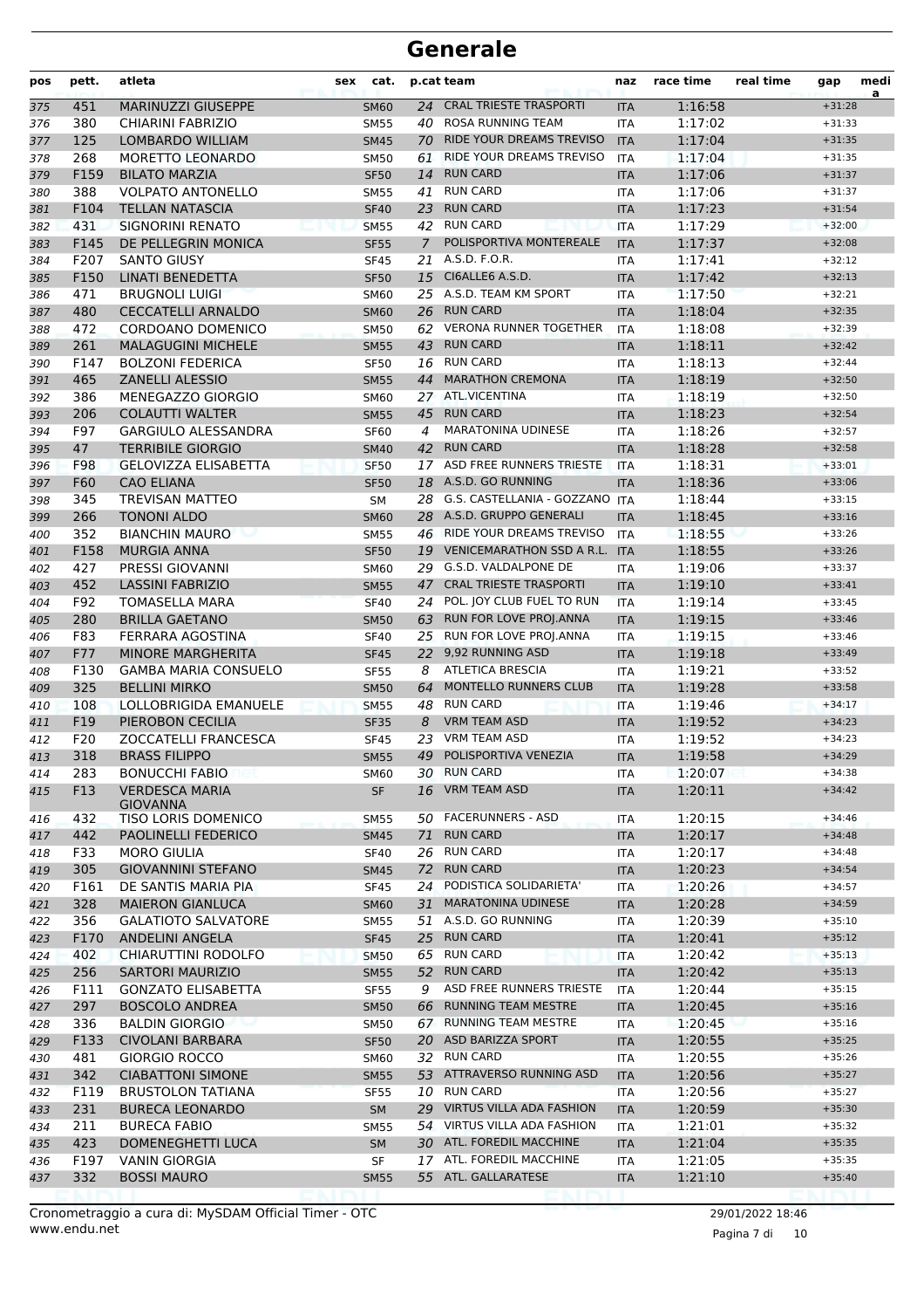# Generale

| pos | pett. | atleta | sex | cat. | p.cat | team | naz | race time | real time | gap | media |
|---|---|---|---|---|---|---|---|---|---|---|---|
| 375 | 451 | MARINUZZI GIUSEPPE | | SM60 | 24 | CRAL TRIESTE TRASPORTI | ITA | 1:16:58 | | +31:28 | |
| 376 | 380 | CHIARINI FABRIZIO | | SM55 | 40 | ROSA RUNNING TEAM | ITA | 1:17:02 | | +31:33 | |
| 377 | 125 | LOMBARDO WILLIAM | | SM45 | 70 | RIDE YOUR DREAMS TREVISO | ITA | 1:17:04 | | +31:35 | |
| 378 | 268 | MORETTO LEONARDO | | SM50 | 61 | RIDE YOUR DREAMS TREVISO | ITA | 1:17:04 | | +31:35 | |
| 379 | F159 | BILATO MARZIA | | SF50 | 14 | RUN CARD | ITA | 1:17:06 | | +31:37 | |
| 380 | 388 | VOLPATO ANTONELLO | | SM55 | 41 | RUN CARD | ITA | 1:17:06 | | +31:37 | |
| 381 | F104 | TELLAN NATASCIA | | SF40 | 23 | RUN CARD | ITA | 1:17:23 | | +31:54 | |
| 382 | 431 | SIGNORINI RENATO | | SM55 | 42 | RUN CARD | ITA | 1:17:29 | | +32:00 | |
| 383 | F145 | DE PELLEGRIN MONICA | | SF55 | 7 | POLISPORTIVA MONTEREALE | ITA | 1:17:37 | | +32:08 | |
| 384 | F207 | SANTO GIUSY | | SF45 | 21 | A.S.D. F.O.R. | ITA | 1:17:41 | | +32:12 | |
| 385 | F150 | LINATI BENEDETTA | | SF50 | 15 | CI6ALLE6 A.S.D. | ITA | 1:17:42 | | +32:13 | |
| 386 | 471 | BRUGNOLI LUIGI | | SM60 | 25 | A.S.D. TEAM KM SPORT | ITA | 1:17:50 | | +32:21 | |
| 387 | 480 | CECCATELLI ARNALDO | | SM60 | 26 | RUN CARD | ITA | 1:18:04 | | +32:35 | |
| 388 | 472 | CORDOANO DOMENICO | | SM50 | 62 | VERONA RUNNER TOGETHER | ITA | 1:18:08 | | +32:39 | |
| 389 | 261 | MALAGUGINI MICHELE | | SM55 | 43 | RUN CARD | ITA | 1:18:11 | | +32:42 | |
| 390 | F147 | BOLZONI FEDERICA | | SF50 | 16 | RUN CARD | ITA | 1:18:13 | | +32:44 | |
| 391 | 465 | ZANELLI ALESSIO | | SM55 | 44 | MARATHON CREMONA | ITA | 1:18:19 | | +32:50 | |
| 392 | 386 | MENEGAZZO GIORGIO | | SM60 | 27 | ATL.VICENTINA | ITA | 1:18:19 | | +32:50 | |
| 393 | 206 | COLAUTTI WALTER | | SM55 | 45 | RUN CARD | ITA | 1:18:23 | | +32:54 | |
| 394 | F97 | GARGIULO ALESSANDRA | | SF60 | 4 | MARATONINA UDINESE | ITA | 1:18:26 | | +32:57 | |
| 395 | 47 | TERRIBILE GIORGIO | | SM40 | 42 | RUN CARD | ITA | 1:18:28 | | +32:58 | |
| 396 | F98 | GELOVIZZA ELISABETTA | | SF50 | 17 | ASD FREE RUNNERS TRIESTE | ITA | 1:18:31 | | +33:01 | |
| 397 | F60 | CAO ELIANA | | SF50 | 18 | A.S.D. GO RUNNING | ITA | 1:18:36 | | +33:06 | |
| 398 | 345 | TREVISAN MATTEO | | SM | 28 | G.S. CASTELLANIA - GOZZANO | ITA | 1:18:44 | | +33:15 | |
| 399 | 266 | TONONI ALDO | | SM60 | 28 | A.S.D. GRUPPO GENERALI | ITA | 1:18:45 | | +33:16 | |
| 400 | 352 | BIANCHIN MAURO | | SM55 | 46 | RIDE YOUR DREAMS TREVISO | ITA | 1:18:55 | | +33:26 | |
| 401 | F158 | MURGIA ANNA | | SF50 | 19 | VENICEMARATHON SSD A R.L. | ITA | 1:18:55 | | +33:26 | |
| 402 | 427 | PRESSI GIOVANNI | | SM60 | 29 | G.S.D. VALDALPONE DE | ITA | 1:19:06 | | +33:37 | |
| 403 | 452 | LASSINI FABRIZIO | | SM55 | 47 | CRAL TRIESTE TRASPORTI | ITA | 1:19:10 | | +33:41 | |
| 404 | F92 | TOMASELLA MARA | | SF40 | 24 | POL. JOY CLUB FUEL TO RUN | ITA | 1:19:14 | | +33:45 | |
| 405 | 280 | BRILLA GAETANO | | SM50 | 63 | RUN FOR LOVE PROJ.ANNA | ITA | 1:19:15 | | +33:46 | |
| 406 | F83 | FERRARA AGOSTINA | | SF40 | 25 | RUN FOR LOVE PROJ.ANNA | ITA | 1:19:15 | | +33:46 | |
| 407 | F77 | MINORE MARGHERITA | | SF45 | 22 | 9,92 RUNNING ASD | ITA | 1:19:18 | | +33:49 | |
| 408 | F130 | GAMBA MARIA CONSUELO | | SF55 | 8 | ATLETICA BRESCIA | ITA | 1:19:21 | | +33:52 | |
| 409 | 325 | BELLINI MIRKO | | SM50 | 64 | MONTELLO RUNNERS CLUB | ITA | 1:19:28 | | +33:58 | |
| 410 | 108 | LOLLOBRIGIDA EMANUELE | | SM55 | 48 | RUN CARD | ITA | 1:19:46 | | +34:17 | |
| 411 | F19 | PIEROBON CECILIA | | SF35 | 8 | VRM TEAM ASD | ITA | 1:19:52 | | +34:23 | |
| 412 | F20 | ZOCCATELLI FRANCESCA | | SF45 | 23 | VRM TEAM ASD | ITA | 1:19:52 | | +34:23 | |
| 413 | 318 | BRASS FILIPPO | | SM55 | 49 | POLISPORTIVA VENEZIA | ITA | 1:19:58 | | +34:29 | |
| 414 | 283 | BONUCCHI FABIO | | SM60 | 30 | RUN CARD | ITA | 1:20:07 | | +34:38 | |
| 415 | F13 | VERDESCA MARIA GIOVANNA | | SF | 16 | VRM TEAM ASD | ITA | 1:20:11 | | +34:42 | |
| 416 | 432 | TISO LORIS DOMENICO | | SM55 | 50 | FACERUNNERS - ASD | ITA | 1:20:15 | | +34:46 | |
| 417 | 442 | PAOLINELLI FEDERICO | | SM45 | 71 | RUN CARD | ITA | 1:20:17 | | +34:48 | |
| 418 | F33 | MORO GIULIA | | SF40 | 26 | RUN CARD | ITA | 1:20:17 | | +34:48 | |
| 419 | 305 | GIOVANNINI STEFANO | | SM45 | 72 | RUN CARD | ITA | 1:20:23 | | +34:54 | |
| 420 | F161 | DE SANTIS MARIA PIA | | SF45 | 24 | PODISTICA SOLIDARIETA' | ITA | 1:20:26 | | +34:57 | |
| 421 | 328 | MAIERON GIANLUCA | | SM60 | 31 | MARATONINA UDINESE | ITA | 1:20:28 | | +34:59 | |
| 422 | 356 | GALATIOTO SALVATORE | | SM55 | 51 | A.S.D. GO RUNNING | ITA | 1:20:39 | | +35:10 | |
| 423 | F170 | ANDELINI ANGELA | | SF45 | 25 | RUN CARD | ITA | 1:20:41 | | +35:12 | |
| 424 | 402 | CHIARUTTINI RODOLFO | | SM50 | 65 | RUN CARD | ITA | 1:20:42 | | +35:13 | |
| 425 | 256 | SARTORI MAURIZIO | | SM55 | 52 | RUN CARD | ITA | 1:20:42 | | +35:13 | |
| 426 | F111 | GONZATO ELISABETTA | | SF55 | 9 | ASD FREE RUNNERS TRIESTE | ITA | 1:20:44 | | +35:15 | |
| 427 | 297 | BOSCOLO ANDREA | | SM50 | 66 | RUNNING TEAM MESTRE | ITA | 1:20:45 | | +35:16 | |
| 428 | 336 | BALDIN GIORGIO | | SM50 | 67 | RUNNING TEAM MESTRE | ITA | 1:20:45 | | +35:16 | |
| 429 | F133 | CIVOLANI BARBARA | | SF50 | 20 | ASD BARIZZA SPORT | ITA | 1:20:55 | | +35:25 | |
| 430 | 481 | GIORGIO ROCCO | | SM60 | 32 | RUN CARD | ITA | 1:20:55 | | +35:26 | |
| 431 | 342 | CIABATTONI SIMONE | | SM55 | 53 | ATTRAVERSO RUNNING ASD | ITA | 1:20:56 | | +35:27 | |
| 432 | F119 | BRUSTOLON TATIANA | | SF55 | 10 | RUN CARD | ITA | 1:20:56 | | +35:27 | |
| 433 | 231 | BURECA LEONARDO | | SM | 29 | VIRTUS VILLA ADA FASHION | ITA | 1:20:59 | | +35:30 | |
| 434 | 211 | BURECA FABIO | | SM55 | 54 | VIRTUS VILLA ADA FASHION | ITA | 1:21:01 | | +35:32 | |
| 435 | 423 | DOMENEGHETTI LUCA | | SM | 30 | ATL. FOREDIL MACCHINE | ITA | 1:21:04 | | +35:35 | |
| 436 | F197 | VANIN GIORGIA | | SF | 17 | ATL. FOREDIL MACCHINE | ITA | 1:21:05 | | +35:35 | |
| 437 | 332 | BOSSI MAURO | | SM55 | 55 | ATL. GALLARATESE | ITA | 1:21:10 | | +35:40 | |

Cronometraggio a cura di: MySDAM Official Timer - OTC
www.endu.net

29/01/2022 18:46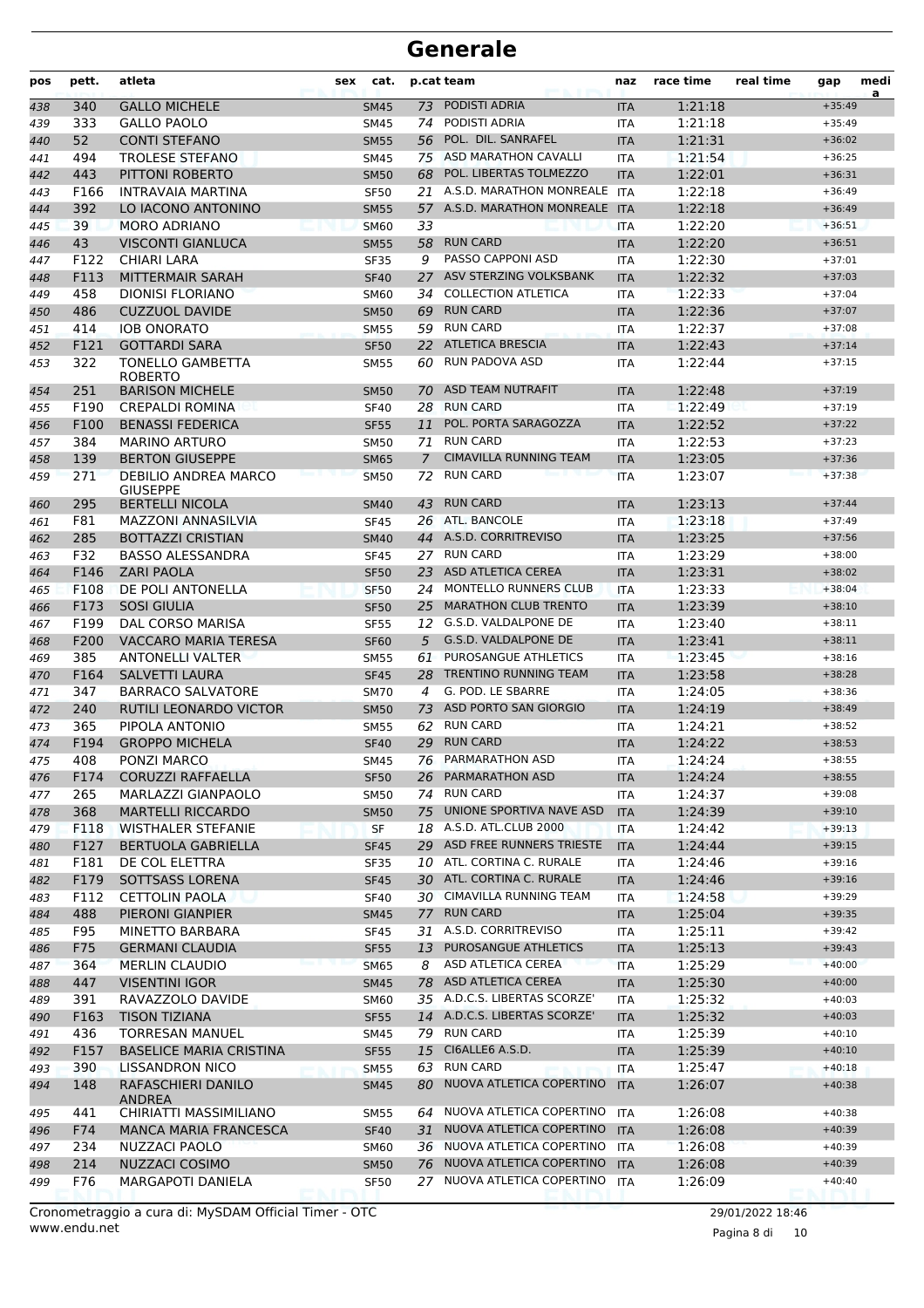# Generale

| pos | pett. | atleta | sex | cat. | p.cat | team | naz | race time | real time | gap | media |
|---|---|---|---|---|---|---|---|---|---|---|---|
| 438 | 340 | GALLO MICHELE | | SM45 | 73 | PODISTI ADRIA | ITA | 1:21:18 | | +35:49 | |
| 439 | 333 | GALLO PAOLO | | SM45 | 74 | PODISTI ADRIA | ITA | 1:21:18 | | +35:49 | |
| 440 | 52 | CONTI STEFANO | | SM55 | 56 | POL. DIL. SANRAFEL | ITA | 1:21:31 | | +36:02 | |
| 441 | 494 | TROLESE STEFANO | | SM45 | 75 | ASD MARATHON CAVALLI | ITA | 1:21:54 | | +36:25 | |
| 442 | 443 | PITTONI ROBERTO | | SM50 | 68 | POL. LIBERTAS TOLMEZZO | ITA | 1:22:01 | | +36:31 | |
| 443 | F166 | INTRAVAIA MARTINA | | SF50 | 21 | A.S.D. MARATHON MONREALE | ITA | 1:22:18 | | +36:49 | |
| 444 | 392 | LO IACONO ANTONINO | | SM55 | 57 | A.S.D. MARATHON MONREALE | ITA | 1:22:18 | | +36:49 | |
| 445 | 39 | MORO ADRIANO | | SM60 | 33 | | ITA | 1:22:20 | | +36:51 | |
| 446 | 43 | VISCONTI GIANLUCA | | SM55 | 58 | RUN CARD | ITA | 1:22:20 | | +36:51 | |
| 447 | F122 | CHIARI LARA | | SF35 | 9 | PASSO CAPPONI ASD | ITA | 1:22:30 | | +37:01 | |
| 448 | F113 | MITTERMAIR SARAH | | SF40 | 27 | ASV STERZING VOLKSBANK | ITA | 1:22:32 | | +37:03 | |
| 449 | 458 | DIONISI FLORIANO | | SM60 | 34 | COLLECTION ATLETICA | ITA | 1:22:33 | | +37:04 | |
| 450 | 486 | CUZZUOL DAVIDE | | SM50 | 69 | RUN CARD | ITA | 1:22:36 | | +37:07 | |
| 451 | 414 | IOB ONORATO | | SM55 | 59 | RUN CARD | ITA | 1:22:37 | | +37:08 | |
| 452 | F121 | GOTTARDI SARA | | SF50 | 22 | ATLETICA BRESCIA | ITA | 1:22:43 | | +37:14 | |
| 453 | 322 | TONELLO GAMBETTA ROBERTO | | SM55 | 60 | RUN PADOVA ASD | ITA | 1:22:44 | | +37:15 | |
| 454 | 251 | BARISON MICHELE | | SM50 | 70 | ASD TEAM NUTRAFIT | ITA | 1:22:48 | | +37:19 | |
| 455 | F190 | CREPALDI ROMINA | | SF40 | 28 | RUN CARD | ITA | 1:22:49 | | +37:19 | |
| 456 | F100 | BENASSI FEDERICA | | SF55 | 11 | POL. PORTA SARAGOZZA | ITA | 1:22:52 | | +37:22 | |
| 457 | 384 | MARINO ARTURO | | SM50 | 71 | RUN CARD | ITA | 1:22:53 | | +37:23 | |
| 458 | 139 | BERTON GIUSEPPE | | SM65 | 7 | CIMAVILLA RUNNING TEAM | ITA | 1:23:05 | | +37:36 | |
| 459 | 271 | DEBILIO ANDREA MARCO GIUSEPPE | | SM50 | 72 | RUN CARD | ITA | 1:23:07 | | +37:38 | |
| 460 | 295 | BERTELLI NICOLA | | SM40 | 43 | RUN CARD | ITA | 1:23:13 | | +37:44 | |
| 461 | F81 | MAZZONI ANNASILVIA | | SF45 | 26 | ATL. BANCOLE | ITA | 1:23:18 | | +37:49 | |
| 462 | 285 | BOTTAZZI CRISTIAN | | SM40 | 44 | A.S.D. CORRITREVISO | ITA | 1:23:25 | | +37:56 | |
| 463 | F32 | BASSO ALESSANDRA | | SF45 | 27 | RUN CARD | ITA | 1:23:29 | | +38:00 | |
| 464 | F146 | ZARI PAOLA | | SF50 | 23 | ASD ATLETICA CEREA | ITA | 1:23:31 | | +38:02 | |
| 465 | F108 | DE POLI ANTONELLA | | SF50 | 24 | MONTELLO RUNNERS CLUB | ITA | 1:23:33 | | +38:04 | |
| 466 | F173 | SOSI GIULIA | | SF50 | 25 | MARATHON CLUB TRENTO | ITA | 1:23:39 | | +38:10 | |
| 467 | F199 | DAL CORSO MARISA | | SF55 | 12 | G.S.D. VALDALPONE DE | ITA | 1:23:40 | | +38:11 | |
| 468 | F200 | VACCARO MARIA TERESA | | SF60 | 5 | G.S.D. VALDALPONE DE | ITA | 1:23:41 | | +38:11 | |
| 469 | 385 | ANTONELLI VALTER | | SM55 | 61 | PUROSANGUE ATHLETICS | ITA | 1:23:45 | | +38:16 | |
| 470 | F164 | SALVETTI LAURA | | SF45 | 28 | TRENTINO RUNNING TEAM | ITA | 1:23:58 | | +38:28 | |
| 471 | 347 | BARRACO SALVATORE | | SM70 | 4 | G. POD. LE SBARRE | ITA | 1:24:05 | | +38:36 | |
| 472 | 240 | RUTILI LEONARDO VICTOR | | SM50 | 73 | ASD PORTO SAN GIORGIO | ITA | 1:24:19 | | +38:49 | |
| 473 | 365 | PIPOLA ANTONIO | | SM55 | 62 | RUN CARD | ITA | 1:24:21 | | +38:52 | |
| 474 | F194 | GROPPO MICHELA | | SF40 | 29 | RUN CARD | ITA | 1:24:22 | | +38:53 | |
| 475 | 408 | PONZI MARCO | | SM45 | 76 | PARMARATHON ASD | ITA | 1:24:24 | | +38:55 | |
| 476 | F174 | CORUZZI RAFFAELLA | | SF50 | 26 | PARMARATHON ASD | ITA | 1:24:24 | | +38:55 | |
| 477 | 265 | MARLAZZI GIANPAOLO | | SM50 | 74 | RUN CARD | ITA | 1:24:37 | | +39:08 | |
| 478 | 368 | MARTELLI RICCARDO | | SM50 | 75 | UNIONE SPORTIVA NAVE ASD | ITA | 1:24:39 | | +39:10 | |
| 479 | F118 | WISTHALER STEFANIE | | SF | 18 | A.S.D. ATL.CLUB 2000 | ITA | 1:24:42 | | +39:13 | |
| 480 | F127 | BERTUOLA GABRIELLA | | SF45 | 29 | ASD FREE RUNNERS TRIESTE | ITA | 1:24:44 | | +39:15 | |
| 481 | F181 | DE COL ELETTRA | | SF35 | 10 | ATL. CORTINA C. RURALE | ITA | 1:24:46 | | +39:16 | |
| 482 | F179 | SOTTSASS LORENA | | SF45 | 30 | ATL. CORTINA C. RURALE | ITA | 1:24:46 | | +39:16 | |
| 483 | F112 | CETTOLIN PAOLA | | SF40 | 30 | CIMAVILLA RUNNING TEAM | ITA | 1:24:58 | | +39:29 | |
| 484 | 488 | PIERONI GIANPIER | | SM45 | 77 | RUN CARD | ITA | 1:25:04 | | +39:35 | |
| 485 | F95 | MINETTO BARBARA | | SF45 | 31 | A.S.D. CORRITREVISO | ITA | 1:25:11 | | +39:42 | |
| 486 | F75 | GERMANI CLAUDIA | | SF55 | 13 | PUROSANGUE ATHLETICS | ITA | 1:25:13 | | +39:43 | |
| 487 | 364 | MERLIN CLAUDIO | | SM65 | 8 | ASD ATLETICA CEREA | ITA | 1:25:29 | | +40:00 | |
| 488 | 447 | VISENTINI IGOR | | SM45 | 78 | ASD ATLETICA CEREA | ITA | 1:25:30 | | +40:00 | |
| 489 | 391 | RAVAZZOLO DAVIDE | | SM60 | 35 | A.D.C.S. LIBERTAS SCORZE' | ITA | 1:25:32 | | +40:03 | |
| 490 | F163 | TISON TIZIANA | | SF55 | 14 | A.D.C.S. LIBERTAS SCORZE' | ITA | 1:25:32 | | +40:03 | |
| 491 | 436 | TORRESAN MANUEL | | SM45 | 79 | RUN CARD | ITA | 1:25:39 | | +40:10 | |
| 492 | F157 | BASELICE MARIA CRISTINA | | SF55 | 15 | CI6ALLE6 A.S.D. | ITA | 1:25:39 | | +40:10 | |
| 493 | 390 | LISSANDRON NICO | | SM55 | 63 | RUN CARD | ITA | 1:25:47 | | +40:18 | |
| 494 | 148 | RAFASCHIERI DANILO ANDREA | | SM45 | 80 | NUOVA ATLETICA COPERTINO | ITA | 1:26:07 | | +40:38 | |
| 495 | 441 | CHIRIATTI MASSIMILIANO | | SM55 | 64 | NUOVA ATLETICA COPERTINO | ITA | 1:26:08 | | +40:38 | |
| 496 | F74 | MANCA MARIA FRANCESCA | | SF40 | 31 | NUOVA ATLETICA COPERTINO | ITA | 1:26:08 | | +40:39 | |
| 497 | 234 | NUZZACI PAOLO | | SM60 | 36 | NUOVA ATLETICA COPERTINO | ITA | 1:26:08 | | +40:39 | |
| 498 | 214 | NUZZACI COSIMO | | SM50 | 76 | NUOVA ATLETICA COPERTINO | ITA | 1:26:08 | | +40:39 | |
| 499 | F76 | MARGAPOTI DANIELA | | SF50 | 27 | NUOVA ATLETICA COPERTINO | ITA | 1:26:09 | | +40:40 | |

Cronometraggio a cura di: MySDAM Official Timer - OTC
www.endu.net

29/01/2022 18:46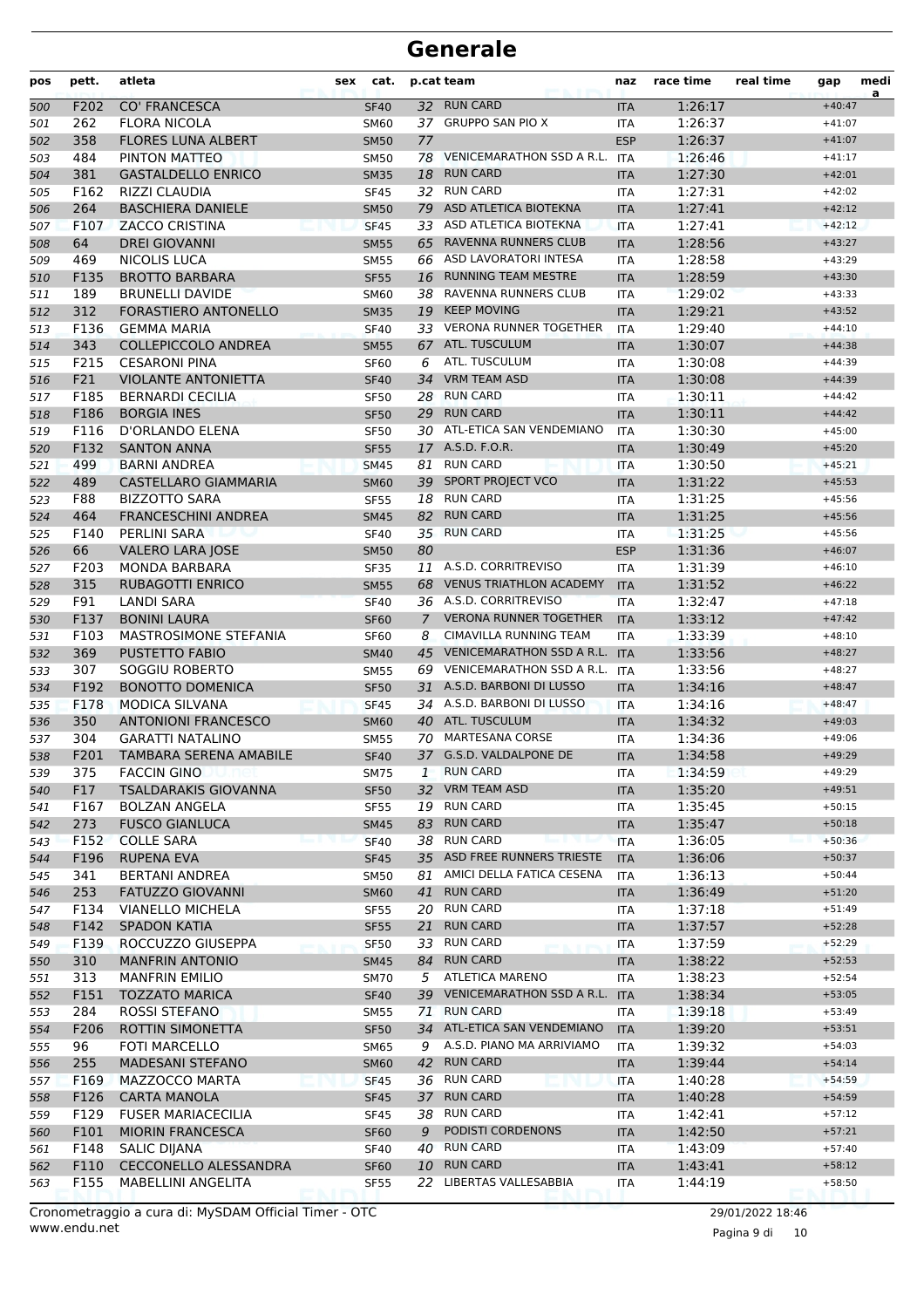# Generale

| pos | pett. | atleta | sex | cat. | p.cat | team | naz | race time | real time | gap | media |
|---|---|---|---|---|---|---|---|---|---|---|---|
| 500 | F202 | CO' FRANCESCA | | SF40 | 32 | RUN CARD | ITA | 1:26:17 | | +40:47 | |
| 501 | 262 | FLORA NICOLA | | SM60 | 37 | GRUPPO SAN PIO X | ITA | 1:26:37 | | +41:07 | |
| 502 | 358 | FLORES LUNA ALBERT | | SM50 | 77 | | ESP | 1:26:37 | | +41:07 | |
| 503 | 484 | PINTON MATTEO | | SM50 | 78 | VENICEMARATHON SSD A R.L. | ITA | 1:26:46 | | +41:17 | |
| 504 | 381 | GASTALDELLO ENRICO | | SM35 | 18 | RUN CARD | ITA | 1:27:30 | | +42:01 | |
| 505 | F162 | RIZZI CLAUDIA | | SF45 | 32 | RUN CARD | ITA | 1:27:31 | | +42:02 | |
| 506 | 264 | BASCHIERA DANIELE | | SM50 | 79 | ASD ATLETICA BIOTEKNA | ITA | 1:27:41 | | +42:12 | |
| 507 | F107 | ZACCO CRISTINA | | SF45 | 33 | ASD ATLETICA BIOTEKNA | ITA | 1:27:41 | | +42:12 | |
| 508 | 64 | DREI GIOVANNI | | SM55 | 65 | RAVENNA RUNNERS CLUB | ITA | 1:28:56 | | +43:27 | |
| 509 | 469 | NICOLIS LUCA | | SM55 | 66 | ASD LAVORATORI INTESA | ITA | 1:28:58 | | +43:29 | |
| 510 | F135 | BROTTO BARBARA | | SF55 | 16 | RUNNING TEAM MESTRE | ITA | 1:28:59 | | +43:30 | |
| 511 | 189 | BRUNELLI DAVIDE | | SM60 | 38 | RAVENNA RUNNERS CLUB | ITA | 1:29:02 | | +43:33 | |
| 512 | 312 | FORASTIERO ANTONELLO | | SM35 | 19 | KEEP MOVING | ITA | 1:29:21 | | +43:52 | |
| 513 | F136 | GEMMA MARIA | | SF40 | 33 | VERONA RUNNER TOGETHER | ITA | 1:29:40 | | +44:10 | |
| 514 | 343 | COLLEPICCOLO ANDREA | | SM55 | 67 | ATL. TUSCULUM | ITA | 1:30:07 | | +44:38 | |
| 515 | F215 | CESARONI PINA | | SF60 | 6 | ATL. TUSCULUM | ITA | 1:30:08 | | +44:39 | |
| 516 | F21 | VIOLANTE ANTONIETTA | | SF40 | 34 | VRM TEAM ASD | ITA | 1:30:08 | | +44:39 | |
| 517 | F185 | BERNARDI CECILIA | | SF50 | 28 | RUN CARD | ITA | 1:30:11 | | +44:42 | |
| 518 | F186 | BORGIA INES | | SF50 | 29 | RUN CARD | ITA | 1:30:11 | | +44:42 | |
| 519 | F116 | D'ORLANDO ELENA | | SF50 | 30 | ATL-ETICA SAN VENDEMIANO | ITA | 1:30:30 | | +45:00 | |
| 520 | F132 | SANTON ANNA | | SF55 | 17 | A.S.D. F.O.R. | ITA | 1:30:49 | | +45:20 | |
| 521 | 499 | BARNI ANDREA | | SM45 | 81 | RUN CARD | ITA | 1:30:50 | | +45:21 | |
| 522 | 489 | CASTELLARO GIAMMARIA | | SM60 | 39 | SPORT PROJECT VCO | ITA | 1:31:22 | | +45:53 | |
| 523 | F88 | BIZZOTTO SARA | | SF55 | 18 | RUN CARD | ITA | 1:31:25 | | +45:56 | |
| 524 | 464 | FRANCESCHINI ANDREA | | SM45 | 82 | RUN CARD | ITA | 1:31:25 | | +45:56 | |
| 525 | F140 | PERLINI SARA | | SF40 | 35 | RUN CARD | ITA | 1:31:25 | | +45:56 | |
| 526 | 66 | VALERO LARA JOSE | | SM50 | 80 | | ESP | 1:31:36 | | +46:07 | |
| 527 | F203 | MONDA BARBARA | | SF35 | 11 | A.S.D. CORRITREVISO | ITA | 1:31:39 | | +46:10 | |
| 528 | 315 | RUBAGOTTI ENRICO | | SM55 | 68 | VENUS TRIATHLON ACADEMY | ITA | 1:31:52 | | +46:22 | |
| 529 | F91 | LANDI SARA | | SF40 | 36 | A.S.D. CORRITREVISO | ITA | 1:32:47 | | +47:18 | |
| 530 | F137 | BONINI LAURA | | SF60 | 7 | VERONA RUNNER TOGETHER | ITA | 1:33:12 | | +47:42 | |
| 531 | F103 | MASTROSIMONE STEFANIA | | SF60 | 8 | CIMAVILLA RUNNING TEAM | ITA | 1:33:39 | | +48:10 | |
| 532 | 369 | PUSTETTO FABIO | | SM40 | 45 | VENICEMARATHON SSD A R.L. | ITA | 1:33:56 | | +48:27 | |
| 533 | 307 | SOGGIU ROBERTO | | SM55 | 69 | VENICEMARATHON SSD A R.L. | ITA | 1:33:56 | | +48:27 | |
| 534 | F192 | BONOTTO DOMENICA | | SF50 | 31 | A.S.D. BARBONI DI LUSSO | ITA | 1:34:16 | | +48:47 | |
| 535 | F178 | MODICA SILVANA | | SF45 | 34 | A.S.D. BARBONI DI LUSSO | ITA | 1:34:16 | | +48:47 | |
| 536 | 350 | ANTONIONI FRANCESCO | | SM60 | 40 | ATL. TUSCULUM | ITA | 1:34:32 | | +49:03 | |
| 537 | 304 | GARATTI NATALINO | | SM55 | 70 | MARTESANA CORSE | ITA | 1:34:36 | | +49:06 | |
| 538 | F201 | TAMBARA SERENA AMABILE | | SF40 | 37 | G.S.D. VALDALPONE DE | ITA | 1:34:58 | | +49:29 | |
| 539 | 375 | FACCIN GINO | | SM75 | 1 | RUN CARD | ITA | 1:34:59 | | +49:29 | |
| 540 | F17 | TSALDARAKIS GIOVANNA | | SF50 | 32 | VRM TEAM ASD | ITA | 1:35:20 | | +49:51 | |
| 541 | F167 | BOLZAN ANGELA | | SF55 | 19 | RUN CARD | ITA | 1:35:45 | | +50:15 | |
| 542 | 273 | FUSCO GIANLUCA | | SM45 | 83 | RUN CARD | ITA | 1:35:47 | | +50:18 | |
| 543 | F152 | COLLE SARA | | SF40 | 38 | RUN CARD | ITA | 1:36:05 | | +50:36 | |
| 544 | F196 | RUPENA EVA | | SF45 | 35 | ASD FREE RUNNERS TRIESTE | ITA | 1:36:06 | | +50:37 | |
| 545 | 341 | BERTANI ANDREA | | SM50 | 81 | AMICI DELLA FATICA CESENA | ITA | 1:36:13 | | +50:44 | |
| 546 | 253 | FATUZZO GIOVANNI | | SM60 | 41 | RUN CARD | ITA | 1:36:49 | | +51:20 | |
| 547 | F134 | VIANELLO MICHELA | | SF55 | 20 | RUN CARD | ITA | 1:37:18 | | +51:49 | |
| 548 | F142 | SPADON KATIA | | SF55 | 21 | RUN CARD | ITA | 1:37:57 | | +52:28 | |
| 549 | F139 | ROCCUZZO GIUSEPPA | | SF50 | 33 | RUN CARD | ITA | 1:37:59 | | +52:29 | |
| 550 | 310 | MANFRIN ANTONIO | | SM45 | 84 | RUN CARD | ITA | 1:38:22 | | +52:53 | |
| 551 | 313 | MANFRIN EMILIO | | SM70 | 5 | ATLETICA MARENO | ITA | 1:38:23 | | +52:54 | |
| 552 | F151 | TOZZATO MARICA | | SF40 | 39 | VENICEMARATHON SSD A R.L. | ITA | 1:38:34 | | +53:05 | |
| 553 | 284 | ROSSI STEFANO | | SM55 | 71 | RUN CARD | ITA | 1:39:18 | | +53:49 | |
| 554 | F206 | ROTTIN SIMONETTA | | SF50 | 34 | ATL-ETICA SAN VENDEMIANO | ITA | 1:39:20 | | +53:51 | |
| 555 | 96 | FOTI MARCELLO | | SM65 | 9 | A.S.D. PIANO MA ARRIVIAMO | ITA | 1:39:32 | | +54:03 | |
| 556 | 255 | MADESANI STEFANO | | SM60 | 42 | RUN CARD | ITA | 1:39:44 | | +54:14 | |
| 557 | F169 | MAZZOCCO MARTA | | SF45 | 36 | RUN CARD | ITA | 1:40:28 | | +54:59 | |
| 558 | F126 | CARTA MANOLA | | SF45 | 37 | RUN CARD | ITA | 1:40:28 | | +54:59 | |
| 559 | F129 | FUSER MARIACECILIA | | SF45 | 38 | RUN CARD | ITA | 1:42:41 | | +57:12 | |
| 560 | F101 | MIORIN FRANCESCA | | SF60 | 9 | PODISTI CORDENONS | ITA | 1:42:50 | | +57:21 | |
| 561 | F148 | SALIC DIJANA | | SF40 | 40 | RUN CARD | ITA | 1:43:09 | | +57:40 | |
| 562 | F110 | CECCONELLO ALESSANDRA | | SF60 | 10 | RUN CARD | ITA | 1:43:41 | | +58:12 | |
| 563 | F155 | MABELLINI ANGELITA | | SF55 | 22 | LIBERTAS VALLESABBIA | ITA | 1:44:19 | | +58:50 | |

Cronometraggio a cura di: MySDAM Official Timer - OTC
www.endu.net

29/01/2022 18:46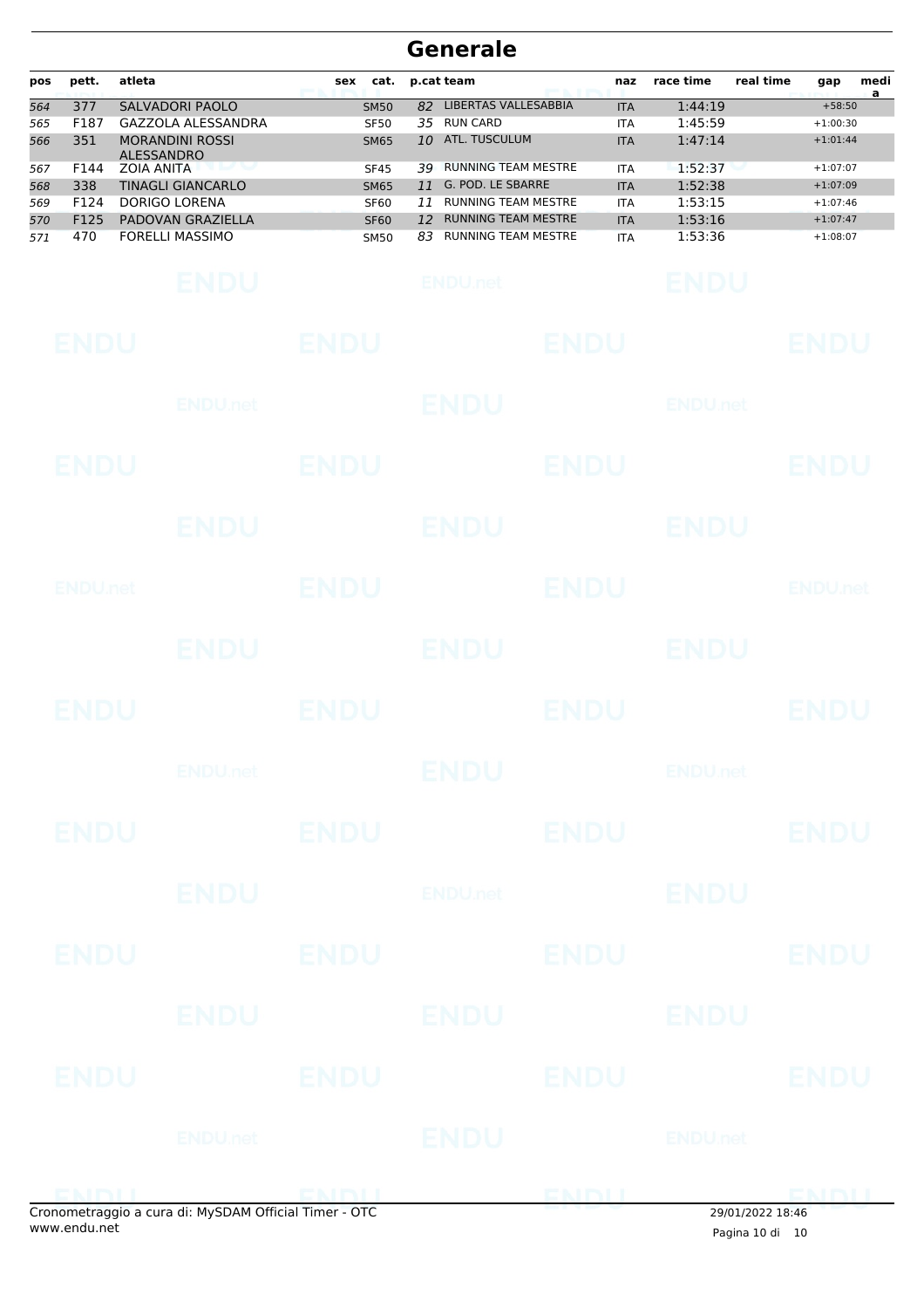# Generale

| pos | pett. | atleta | sex | cat. | p.cat | team | naz | race time | real time | gap | media |
|---|---|---|---|---|---|---|---|---|---|---|---|
| 564 | 377 | SALVADORI PAOLO | | SM50 | 82 | LIBERTAS VALLESABBIA | ITA | 1:44:19 | | +58:50 | |
| 565 | F187 | GAZZOLA ALESSANDRA | | SF50 | 35 | RUN CARD | ITA | 1:45:59 | | +1:00:30 | |
| 566 | 351 | MORANDINI ROSSI ALESSANDRO | | SM65 | 10 | ATL. TUSCULUM | ITA | 1:47:14 | | +1:01:44 | |
| 567 | F144 | ZOIA ANITA | | SF45 | 39 | RUNNING TEAM MESTRE | ITA | 1:52:37 | | +1:07:07 | |
| 568 | 338 | TINAGLI GIANCARLO | | SM65 | 11 | G. POD. LE SBARRE | ITA | 1:52:38 | | +1:07:09 | |
| 569 | F124 | DORIGO LORENA | | SF60 | 11 | RUNNING TEAM MESTRE | ITA | 1:53:15 | | +1:07:46 | |
| 570 | F125 | PADOVAN GRAZIELLA | | SF60 | 12 | RUNNING TEAM MESTRE | ITA | 1:53:16 | | +1:07:47 | |
| 571 | 470 | FORELLI MASSIMO | | SM50 | 83 | RUNNING TEAM MESTRE | ITA | 1:53:36 | | +1:08:07 | |

Cronometraggio a cura di: MySDAM Official Timer - OTC
www.endu.net

29/01/2022 18:46